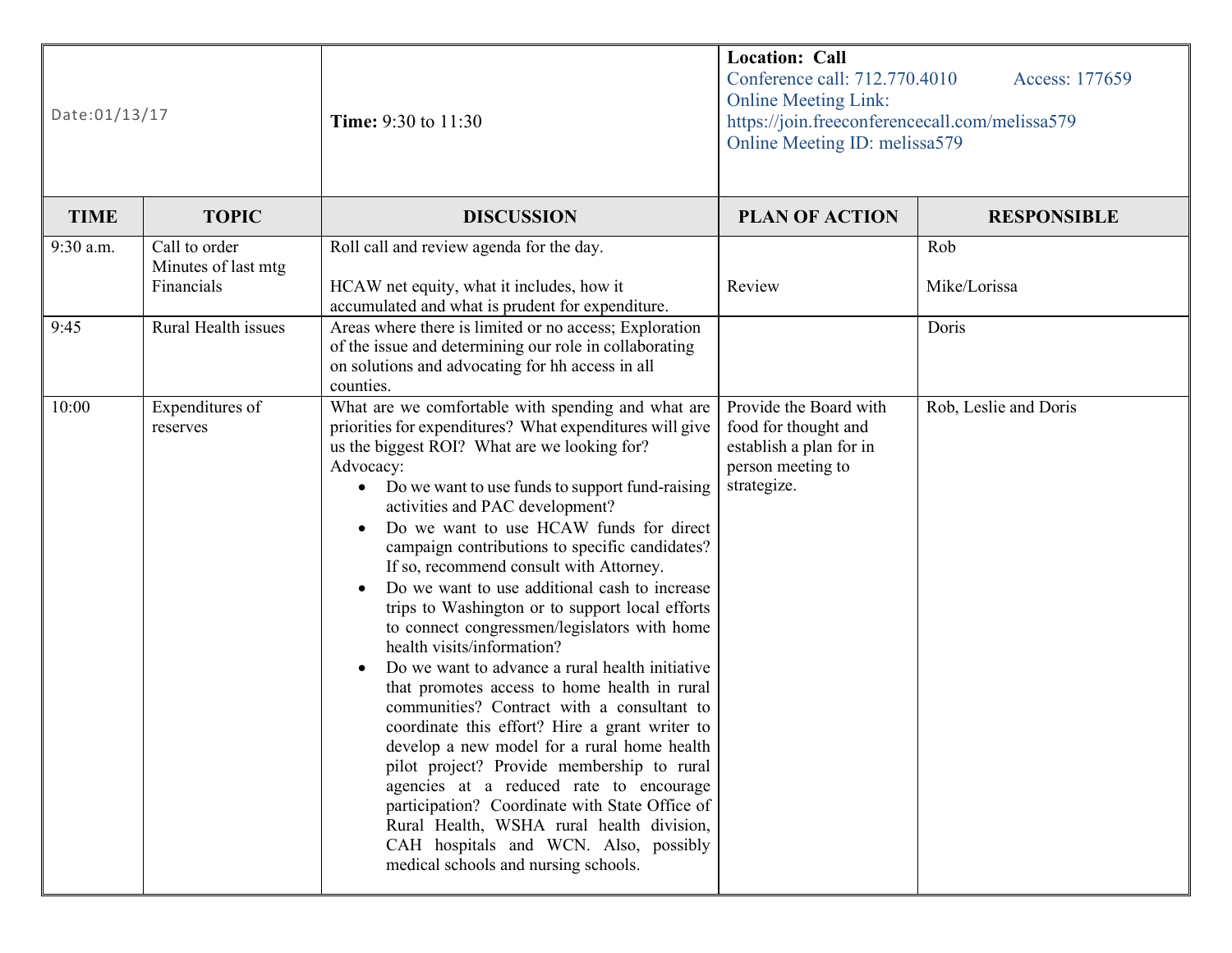| Date:01/13/17 | | Time: 9:30 to 11:30 | **Location: Call**<br>Conference call: 712.770.4010 Access: 177659<br>Online Meeting Link:<br>https://join.freeconferencecall.com/melissa579<br>Online Meeting ID: melissa579 | |
|---|---|---|---|---|
| **TIME** | **TOPIC** | **DISCUSSION** | **PLAN OF ACTION** | **RESPONSIBLE** |
| 9:30 a.m. | Call to order<br>Minutes of last mtg<br>Financials | Roll call and review agenda for the day.<br><br>HCAW net equity, what it includes, how it accumulated and what is prudent for expenditure. | <br><br>Review | Rob<br><br>Mike/Lorissa |
| 9:45 | Rural Health issues | Areas where there is limited or no access; Exploration of the issue and determining our role in collaborating on solutions and advocating for hh access in all counties. | | Doris |
| 10:00 | Expenditures of reserves | What are we comfortable with spending and what are priorities for expenditures? What expenditures will give us the biggest ROI? What are we looking for?<br>Advocacy:<br>• Do we want to use funds to support fund-raising activities and PAC development?<br>• Do we want to use HCAW funds for direct campaign contributions to specific candidates? If so, recommend consult with Attorney.<br>• Do we want to use additional cash to increase trips to Washington or to support local efforts to connect congressmen/legislators with home health visits/information?<br>• Do we want to advance a rural health initiative that promotes access to home health in rural communities? Contract with a consultant to coordinate this effort? Hire a grant writer to develop a new model for a rural home health pilot project? Provide membership to rural agencies at a reduced rate to encourage participation? Coordinate with State Office of Rural Health, WSHA rural health division, CAH hospitals and WCN. Also, possibly medical schools and nursing schools. | Provide the Board with food for thought and establish a plan for in person meeting to strategize. | Rob, Leslie and Doris |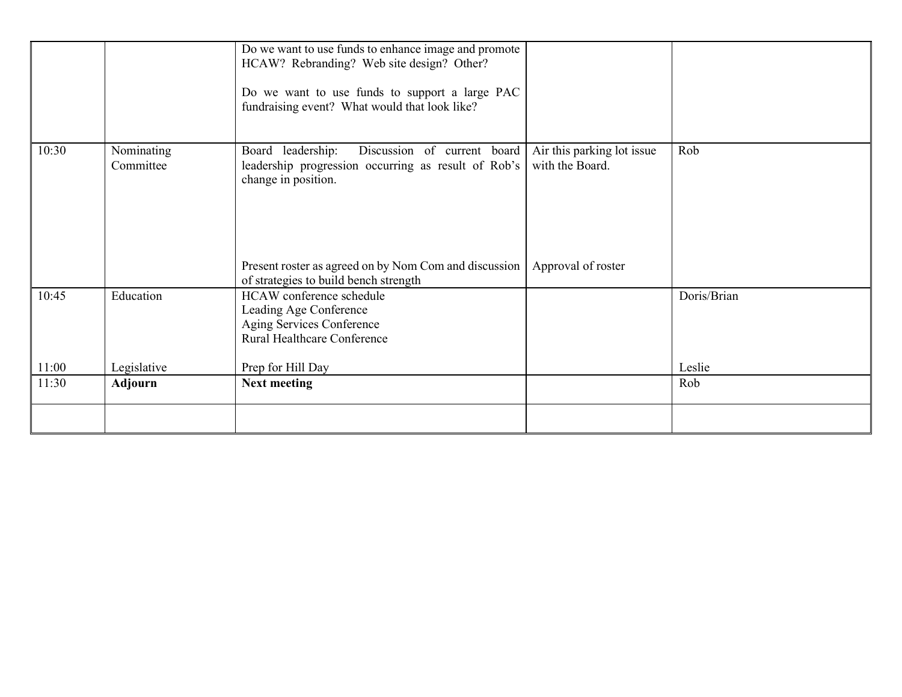| | | | | |
|---|---|---|---|---|
| | | Do we want to use funds to enhance image and promote HCAW? Rebranding? Web site design? Other?<br><br>Do we want to use funds to support a large PAC fundraising event? What would that look like? | | |
| 10:30 | Nominating Committee | Board leadership: Discussion of current board leadership progression occurring as result of Rob's change in position.<br><br>Present roster as agreed on by Nom Com and discussion of strategies to build bench strength | Air this parking lot issue with the Board.<br><br>Approval of roster | Rob |
| 10:45<br><br>11:00 | Education<br><br>Legislative | HCAW conference schedule<br>Leading Age Conference<br>Aging Services Conference<br>Rural Healthcare Conference<br><br>Prep for Hill Day | | Doris/Brian<br><br>Leslie |
| 11:30 | **Adjourn** | **Next meeting** | | Rob |
| | | | | |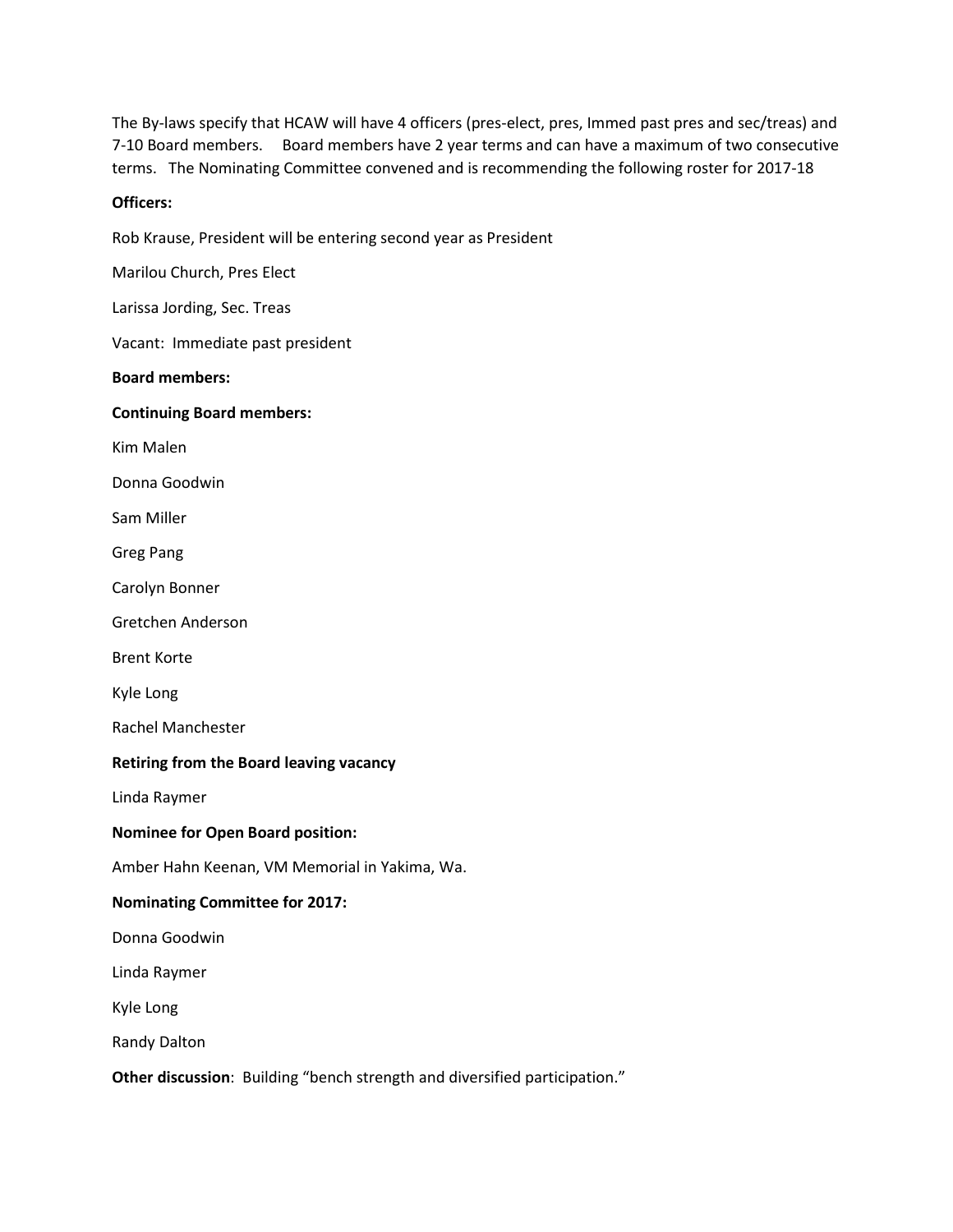The By-laws specify that HCAW will have 4 officers (pres-elect, pres, Immed past pres and sec/treas) and 7-10 Board members. Board members have 2 year terms and can have a maximum of two consecutive terms. The Nominating Committee convened and is recommending the following roster for 2017-18

**Officers:**

Rob Krause, President will be entering second year as President

Marilou Church, Pres Elect

Larissa Jording, Sec. Treas

Vacant: Immediate past president

**Board members:**

**Continuing Board members:**

Kim Malen

Donna Goodwin

Sam Miller

Greg Pang

Carolyn Bonner

Gretchen Anderson

Brent Korte

Kyle Long

Rachel Manchester

**Retiring from the Board leaving vacancy**

Linda Raymer

**Nominee for Open Board position:**

Amber Hahn Keenan, VM Memorial in Yakima, Wa.

**Nominating Committee for 2017:**

Donna Goodwin

Linda Raymer

Kyle Long

Randy Dalton

**Other discussion**: Building "bench strength and diversified participation."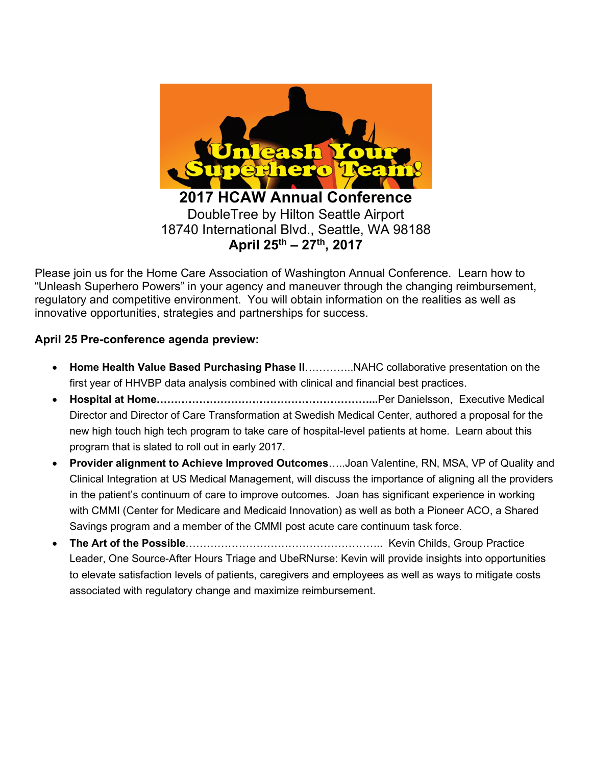**Unleash Your Superhero Team!**

# 2017 HCAW Annual Conference

DoubleTree by Hilton Seattle Airport
18740 International Blvd., Seattle, WA 98188
**April 25th – 27th, 2017**

Please join us for the Home Care Association of Washington Annual Conference. Learn how to "Unleash Superhero Powers" in your agency and maneuver through the changing reimbursement, regulatory and competitive environment. You will obtain information on the realities as well as innovative opportunities, strategies and partnerships for success.

**April 25 Pre-conference agenda preview:**

- **Home Health Value Based Purchasing Phase II**…………..NAHC collaborative presentation on the first year of HHVBP data analysis combined with clinical and financial best practices.
- **Hospital at Home……………………………………………………...**Per Danielsson, Executive Medical Director and Director of Care Transformation at Swedish Medical Center, authored a proposal for the new high touch high tech program to take care of hospital-level patients at home. Learn about this program that is slated to roll out in early 2017.
- **Provider alignment to Achieve Improved Outcomes**…..Joan Valentine, RN, MSA, VP of Quality and Clinical Integration at US Medical Management, will discuss the importance of aligning all the providers in the patient's continuum of care to improve outcomes. Joan has significant experience in working with CMMI (Center for Medicare and Medicaid Innovation) as well as both a Pioneer ACO, a Shared Savings program and a member of the CMMI post acute care continuum task force.
- **The Art of the Possible**……………………………………………….. Kevin Childs, Group Practice Leader, One Source-After Hours Triage and UbeRNurse: Kevin will provide insights into opportunities to elevate satisfaction levels of patients, caregivers and employees as well as ways to mitigate costs associated with regulatory change and maximize reimbursement.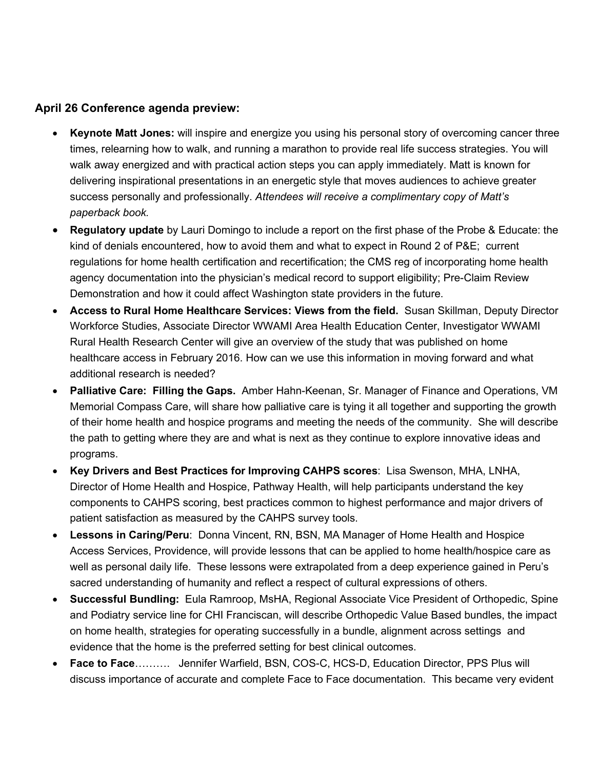### April 26 Conference agenda preview:

- **Keynote Matt Jones:** will inspire and energize you using his personal story of overcoming cancer three times, relearning how to walk, and running a marathon to provide real life success strategies. You will walk away energized and with practical action steps you can apply immediately. Matt is known for delivering inspirational presentations in an energetic style that moves audiences to achieve greater success personally and professionally. *Attendees will receive a complimentary copy of Matt's paperback book.*
- **Regulatory update** by Lauri Domingo to include a report on the first phase of the Probe & Educate: the kind of denials encountered, how to avoid them and what to expect in Round 2 of P&E; current regulations for home health certification and recertification; the CMS reg of incorporating home health agency documentation into the physician's medical record to support eligibility; Pre-Claim Review Demonstration and how it could affect Washington state providers in the future.
- **Access to Rural Home Healthcare Services: Views from the field.** Susan Skillman, Deputy Director Workforce Studies, Associate Director WWAMI Area Health Education Center, Investigator WWAMI Rural Health Research Center will give an overview of the study that was published on home healthcare access in February 2016. How can we use this information in moving forward and what additional research is needed?
- **Palliative Care: Filling the Gaps.** Amber Hahn-Keenan, Sr. Manager of Finance and Operations, VM Memorial Compass Care, will share how palliative care is tying it all together and supporting the growth of their home health and hospice programs and meeting the needs of the community. She will describe the path to getting where they are and what is next as they continue to explore innovative ideas and programs.
- **Key Drivers and Best Practices for Improving CAHPS scores**: Lisa Swenson, MHA, LNHA, Director of Home Health and Hospice, Pathway Health, will help participants understand the key components to CAHPS scoring, best practices common to highest performance and major drivers of patient satisfaction as measured by the CAHPS survey tools.
- **Lessons in Caring/Peru**: Donna Vincent, RN, BSN, MA Manager of Home Health and Hospice Access Services, Providence, will provide lessons that can be applied to home health/hospice care as well as personal daily life. These lessons were extrapolated from a deep experience gained in Peru's sacred understanding of humanity and reflect a respect of cultural expressions of others.
- **Successful Bundling:** Eula Ramroop, MsHA, Regional Associate Vice President of Orthopedic, Spine and Podiatry service line for CHI Franciscan, will describe Orthopedic Value Based bundles, the impact on home health, strategies for operating successfully in a bundle, alignment across settings and evidence that the home is the preferred setting for best clinical outcomes.
- **Face to Face**………. Jennifer Warfield, BSN, COS-C, HCS-D, Education Director, PPS Plus will discuss importance of accurate and complete Face to Face documentation. This became very evident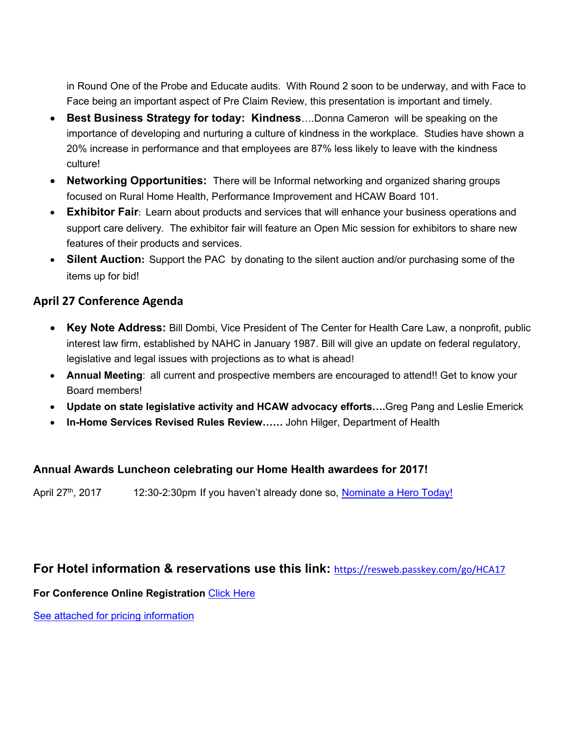in Round One of the Probe and Educate audits. With Round 2 soon to be underway, and with Face to Face being an important aspect of Pre Claim Review, this presentation is important and timely.

- **Best Business Strategy for today: Kindness**….Donna Cameron will be speaking on the importance of developing and nurturing a culture of kindness in the workplace. Studies have shown a 20% increase in performance and that employees are 87% less likely to leave with the kindness culture!
- **Networking Opportunities:** There will be Informal networking and organized sharing groups focused on Rural Home Health, Performance Improvement and HCAW Board 101.
- **Exhibitor Fair**: Learn about products and services that will enhance your business operations and support care delivery. The exhibitor fair will feature an Open Mic session for exhibitors to share new features of their products and services.
- **Silent Auction:** Support the PAC by donating to the silent auction and/or purchasing some of the items up for bid!

## April 27 Conference Agenda

- **Key Note Address:** Bill Dombi, Vice President of The Center for Health Care Law, a nonprofit, public interest law firm, established by NAHC in January 1987. Bill will give an update on federal regulatory, legislative and legal issues with projections as to what is ahead!
- **Annual Meeting**: all current and prospective members are encouraged to attend!! Get to know your Board members!
- **Update on state legislative activity and HCAW advocacy efforts….**Greg Pang and Leslie Emerick
- **In-Home Services Revised Rules Review……** John Hilger, Department of Health

### Annual Awards Luncheon celebrating our Home Health awardees for 2017!

April 27th, 2017 12:30-2:30pm If you haven't already done so, [Nominate a Hero Today!]()

## For Hotel information & reservations use this link: https://resweb.passkey.com/go/HCA17

**For Conference Online Registration** [Click Here]()

[See attached for pricing information]()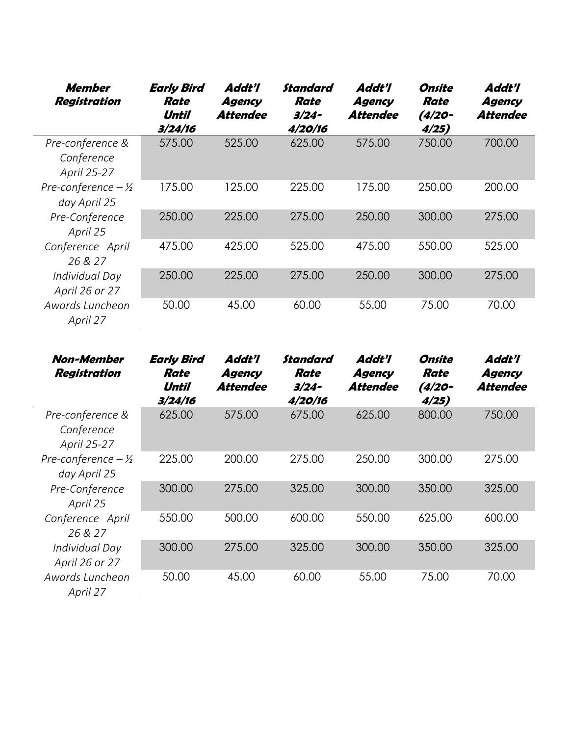| ***Member Registration*** | ***Early Bird Rate Until 3/24/16*** | ***Addt'l Agency Attendee*** | ***Standard Rate 3/24-4/20/16*** | ***Addt'l Agency Attendee*** | ***Onsite Rate (4/20-4/25)*** | ***Addt'l Agency Attendee*** |
|---|---|---|---|---|---|---|
| *Pre-conference & Conference April 25-27* | 575.00 | 525.00 | 625.00 | 575.00 | 750.00 | 700.00 |
| *Pre-conference – ½ day April 25* | 175.00 | 125.00 | 225.00 | 175.00 | 250.00 | 200.00 |
| *Pre-Conference April 25* | 250.00 | 225.00 | 275.00 | 250.00 | 300.00 | 275.00 |
| *Conference April 26 & 27* | 475.00 | 425.00 | 525.00 | 475.00 | 550.00 | 525.00 |
| *Individual Day April 26 or 27* | 250.00 | 225.00 | 275.00 | 250.00 | 300.00 | 275.00 |
| *Awards Luncheon April 27* | 50.00 | 45.00 | 60.00 | 55.00 | 75.00 | 70.00 |

| ***Non-Member Registration*** | ***Early Bird Rate Until 3/24/16*** | ***Addt'l Agency Attendee*** | ***Standard Rate 3/24-4/20/16*** | ***Addt'l Agency Attendee*** | ***Onsite Rate (4/20-4/25)*** | ***Addt'l Agency Attendee*** |
|---|---|---|---|---|---|---|
| *Pre-conference & Conference April 25-27* | 625.00 | 575.00 | 675.00 | 625.00 | 800.00 | 750.00 |
| *Pre-conference – ½ day April 25* | 225.00 | 200.00 | 275.00 | 250.00 | 300.00 | 275.00 |
| *Pre-Conference April 25* | 300.00 | 275.00 | 325.00 | 300.00 | 350.00 | 325.00 |
| *Conference April 26 & 27* | 550.00 | 500.00 | 600.00 | 550.00 | 625.00 | 600.00 |
| *Individual Day April 26 or 27* | 300.00 | 275.00 | 325.00 | 300.00 | 350.00 | 325.00 |
| *Awards Luncheon April 27* | 50.00 | 45.00 | 60.00 | 55.00 | 75.00 | 70.00 |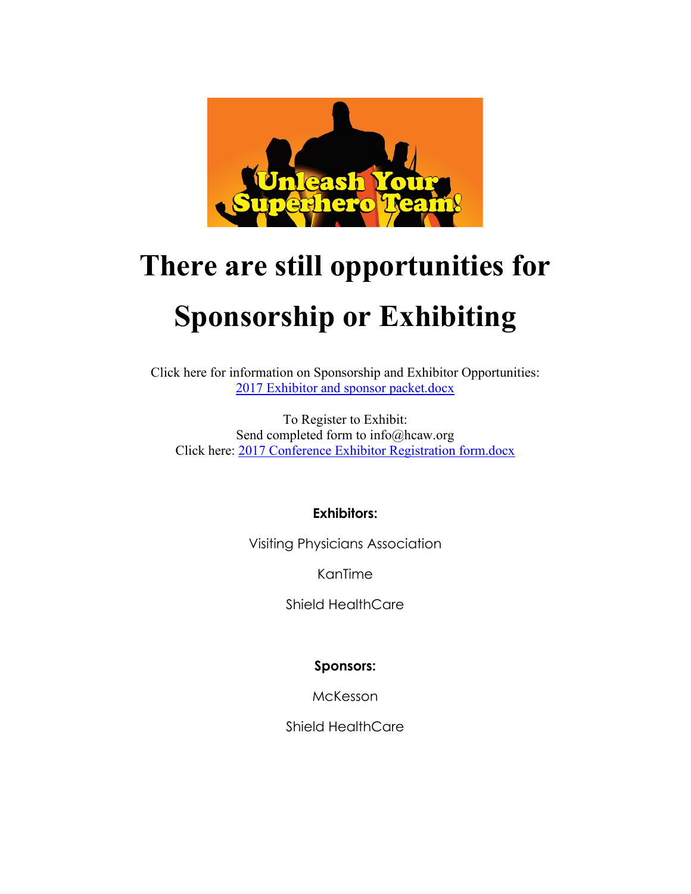Unleash Your Superhero Team!

# There are still opportunities for Sponsorship or Exhibiting

Click here for information on Sponsorship and Exhibitor Opportunities:
2017 Exhibitor and sponsor packet.docx

To Register to Exhibit:
Send completed form to info@hcaw.org
Click here: 2017 Conference Exhibitor Registration form.docx

**Exhibitors:**

Visiting Physicians Association

KanTime

Shield HealthCare

**Sponsors:**

McKesson

Shield HealthCare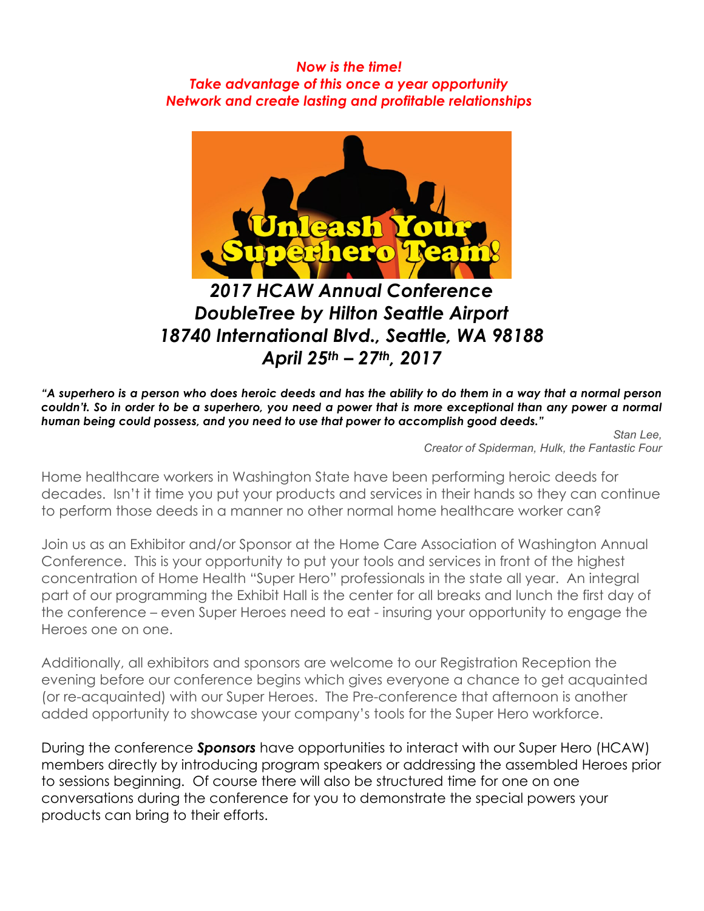*Now is the time!*
*Take advantage of this once a year opportunity*
*Network and create lasting and profitable relationships*

Unleash Your Superhero Team!

## *2017 HCAW Annual Conference*
## *DoubleTree by Hilton Seattle Airport*
## *18740 International Blvd., Seattle, WA 98188*
## *April 25th – 27th, 2017*

***"A superhero is a person who does heroic deeds and has the ability to do them in a way that a normal person couldn't. So in order to be a superhero, you need a power that is more exceptional than any power a normal human being could possess, and you need to use that power to accomplish good deeds."***

*Stan Lee,*
*Creator of Spiderman, Hulk, the Fantastic Four*

Home healthcare workers in Washington State have been performing heroic deeds for decades. Isn't it time you put your products and services in their hands so they can continue to perform those deeds in a manner no other normal home healthcare worker can?

Join us as an Exhibitor and/or Sponsor at the Home Care Association of Washington Annual Conference. This is your opportunity to put your tools and services in front of the highest concentration of Home Health "Super Hero" professionals in the state all year. An integral part of our programming the Exhibit Hall is the center for all breaks and lunch the first day of the conference – even Super Heroes need to eat - insuring your opportunity to engage the Heroes one on one.

Additionally, all exhibitors and sponsors are welcome to our Registration Reception the evening before our conference begins which gives everyone a chance to get acquainted (or re-acquainted) with our Super Heroes. The Pre-conference that afternoon is another added opportunity to showcase your company's tools for the Super Hero workforce.

During the conference ***Sponsors*** have opportunities to interact with our Super Hero (HCAW) members directly by introducing program speakers or addressing the assembled Heroes prior to sessions beginning. Of course there will also be structured time for one on one conversations during the conference for you to demonstrate the special powers your products can bring to their efforts.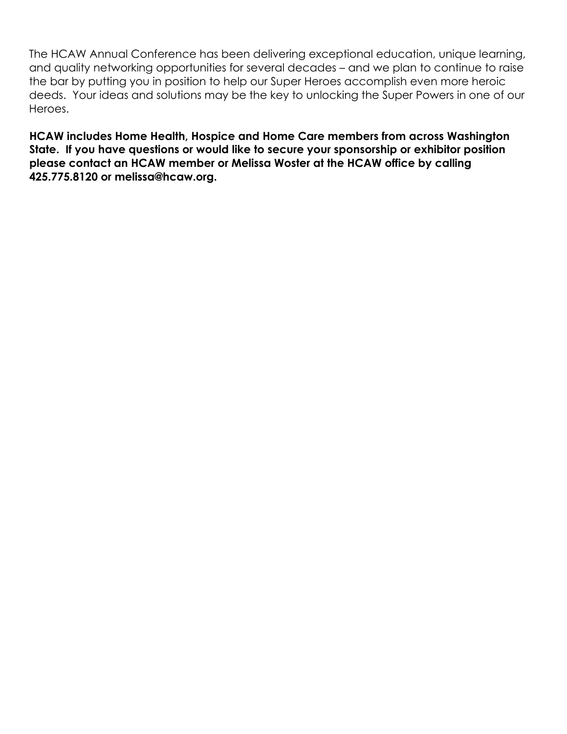The HCAW Annual Conference has been delivering exceptional education, unique learning, and quality networking opportunities for several decades – and we plan to continue to raise the bar by putting you in position to help our Super Heroes accomplish even more heroic deeds. Your ideas and solutions may be the key to unlocking the Super Powers in one of our Heroes.

**HCAW includes Home Health, Hospice and Home Care members from across Washington State. If you have questions or would like to secure your sponsorship or exhibitor position please contact an HCAW member or Melissa Woster at the HCAW office by calling 425.775.8120 or melissa@hcaw.org.**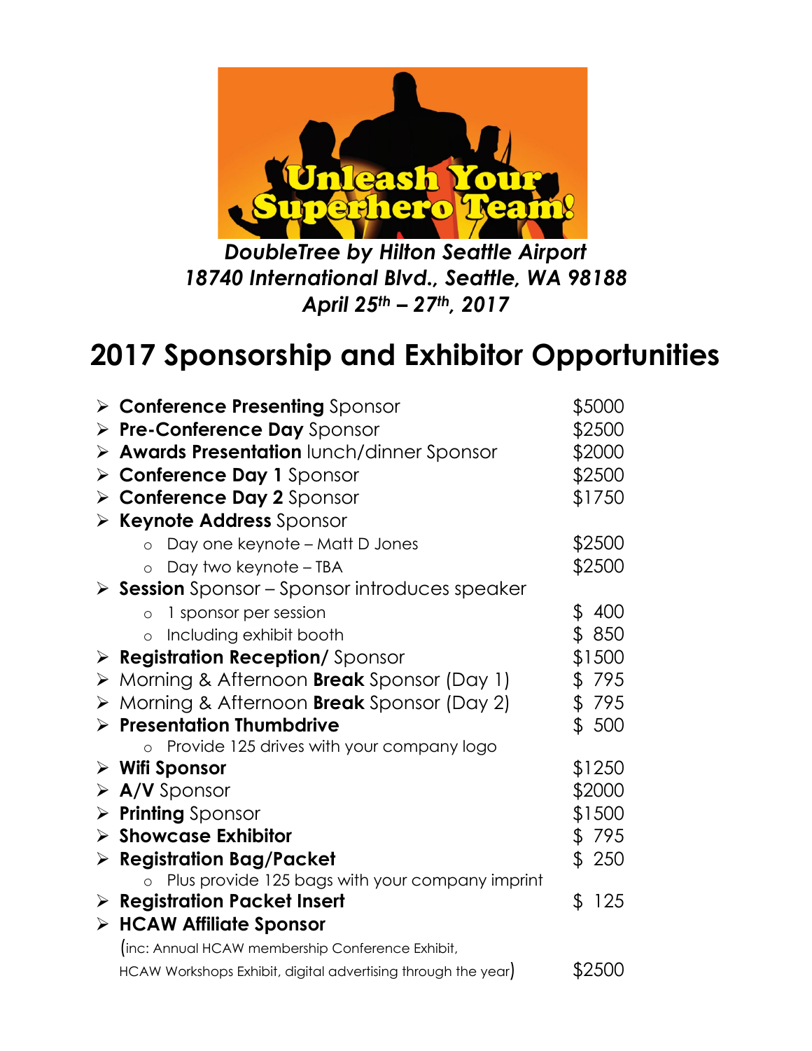Unleash Your Superhero Team!

*DoubleTree by Hilton Seattle Airport*
*18740 International Blvd., Seattle, WA 98188*
*April 25th – 27th, 2017*

# 2017 Sponsorship and Exhibitor Opportunities

- **Conference Presenting** Sponsor — $5000
- **Pre-Conference Day** Sponsor — $2500
- **Awards Presentation** lunch/dinner Sponsor — $2000
- **Conference Day 1** Sponsor — $2500
- **Conference Day 2** Sponsor — $1750
- **Keynote Address** Sponsor
  - Day one keynote – Matt D Jones — $2500
  - Day two keynote – TBA — $2500
- **Session** Sponsor – Sponsor introduces speaker
  - 1 sponsor per session — $ 400
  - Including exhibit booth — $ 850
- **Registration Reception/** Sponsor — $1500
- Morning & Afternoon **Break** Sponsor (Day 1) — $ 795
- Morning & Afternoon **Break** Sponsor (Day 2) — $ 795
- **Presentation Thumbdrive** — $ 500
  - Provide 125 drives with your company logo
- **Wifi Sponsor** — $1250
- **A/V** Sponsor — $2000
- **Printing** Sponsor — $1500
- **Showcase Exhibitor** — $ 795
- **Registration Bag/Packet** — $ 250
  - Plus provide 125 bags with your company imprint
- **Registration Packet Insert** — $ 125
- **HCAW Affiliate Sponsor**
  (inc: Annual HCAW membership Conference Exhibit, HCAW Workshops Exhibit, digital advertising through the year) — $2500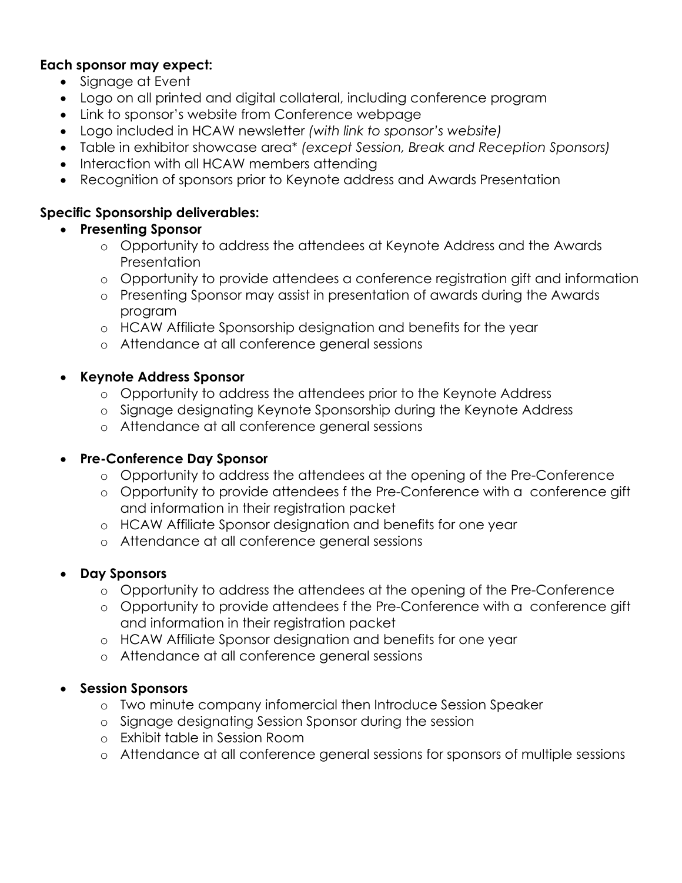**Each sponsor may expect:**

- Signage at Event
- Logo on all printed and digital collateral, including conference program
- Link to sponsor's website from Conference webpage
- Logo included in HCAW newsletter *(with link to sponsor's website)*
- Table in exhibitor showcase area* *(except Session, Break and Reception Sponsors)*
- Interaction with all HCAW members attending
- Recognition of sponsors prior to Keynote address and Awards Presentation

**Specific Sponsorship deliverables:**

- **Presenting Sponsor**
    - Opportunity to address the attendees at Keynote Address and the Awards Presentation
    - Opportunity to provide attendees a conference registration gift and information
    - Presenting Sponsor may assist in presentation of awards during the Awards program
    - HCAW Affiliate Sponsorship designation and benefits for the year
    - Attendance at all conference general sessions

- **Keynote Address Sponsor**
    - Opportunity to address the attendees prior to the Keynote Address
    - Signage designating Keynote Sponsorship during the Keynote Address
    - Attendance at all conference general sessions

- **Pre-Conference Day Sponsor**
    - Opportunity to address the attendees at the opening of the Pre-Conference
    - Opportunity to provide attendees f the Pre-Conference with a conference gift and information in their registration packet
    - HCAW Affiliate Sponsor designation and benefits for one year
    - Attendance at all conference general sessions

- **Day Sponsors**
    - Opportunity to address the attendees at the opening of the Pre-Conference
    - Opportunity to provide attendees f the Pre-Conference with a conference gift and information in their registration packet
    - HCAW Affiliate Sponsor designation and benefits for one year
    - Attendance at all conference general sessions

- **Session Sponsors**
    - Two minute company infomercial then Introduce Session Speaker
    - Signage designating Session Sponsor during the session
    - Exhibit table in Session Room
    - Attendance at all conference general sessions for sponsors of multiple sessions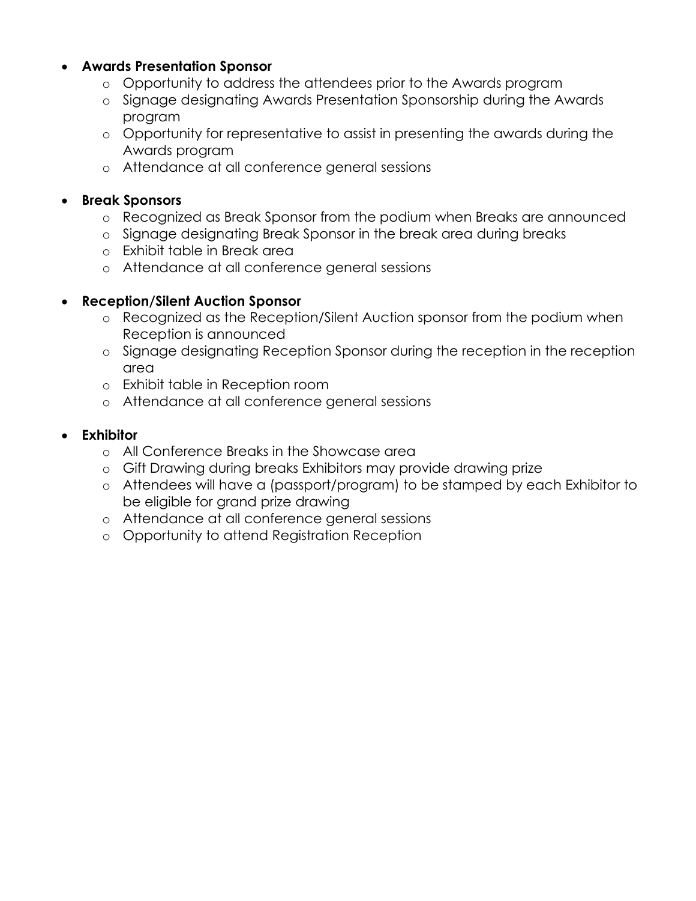- **Awards Presentation Sponsor**
  - Opportunity to address the attendees prior to the Awards program
  - Signage designating Awards Presentation Sponsorship during the Awards program
  - Opportunity for representative to assist in presenting the awards during the Awards program
  - Attendance at all conference general sessions

- **Break Sponsors**
  - Recognized as Break Sponsor from the podium when Breaks are announced
  - Signage designating Break Sponsor in the break area during breaks
  - Exhibit table in Break area
  - Attendance at all conference general sessions

- **Reception/Silent Auction Sponsor**
  - Recognized as the Reception/Silent Auction sponsor from the podium when Reception is announced
  - Signage designating Reception Sponsor during the reception in the reception area
  - Exhibit table in Reception room
  - Attendance at all conference general sessions

- **Exhibitor**
  - All Conference Breaks in the Showcase area
  - Gift Drawing during breaks Exhibitors may provide drawing prize
  - Attendees will have a (passport/program) to be stamped by each Exhibitor to be eligible for grand prize drawing
  - Attendance at all conference general sessions
  - Opportunity to attend Registration Reception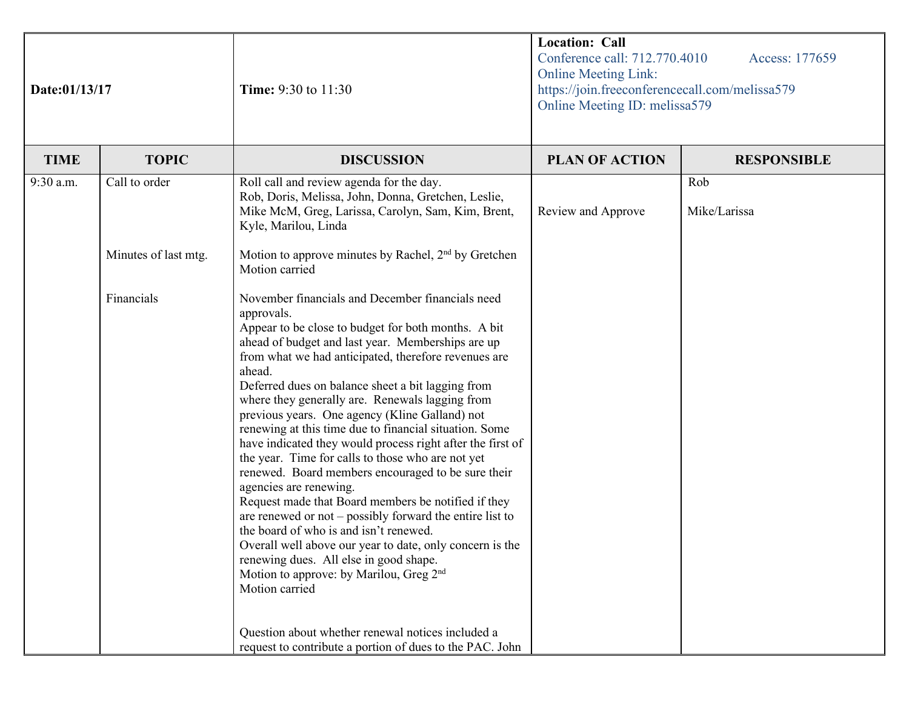| **Date:01/13/17** | **Time:** 9:30 to 11:30 | **Location: Call**<br>Conference call: 712.770.4010 Access: 177659<br>Online Meeting Link: https://join.freeconferencecall.com/melissa579<br>Online Meeting ID: melissa579 | | |
|---|---|---|---|---|
| **TIME** | **TOPIC** | **DISCUSSION** | **PLAN OF ACTION** | **RESPONSIBLE** |
| 9:30 a.m. | Call to order<br><br><br><br>Minutes of last mtg.<br><br><br>Financials | Roll call and review agenda for the day.<br>Rob, Doris, Melissa, John, Donna, Gretchen, Leslie, Mike McM, Greg, Larissa, Carolyn, Sam, Kim, Brent, Kyle, Marilou, Linda<br><br>Motion to approve minutes by Rachel, 2nd by Gretchen<br>Motion carried<br><br>November financials and December financials need approvals.<br>Appear to be close to budget for both months. A bit ahead of budget and last year. Memberships are up from what we had anticipated, therefore revenues are ahead.<br>Deferred dues on balance sheet a bit lagging from where they generally are. Renewals lagging from previous years. One agency (Kline Galland) not renewing at this time due to financial situation. Some have indicated they would process right after the first of the year. Time for calls to those who are not yet renewed. Board members encouraged to be sure their agencies are renewing.<br>Request made that Board members be notified if they are renewed or not – possibly forward the entire list to the board of who is and isn't renewed.<br>Overall well above our year to date, only concern is the renewing dues. All else in good shape.<br>Motion to approve: by Marilou, Greg 2nd<br>Motion carried<br><br><br>Question about whether renewal notices included a request to contribute a portion of dues to the PAC. John | <br><br>Review and Approve | Rob<br><br>Mike/Larissa |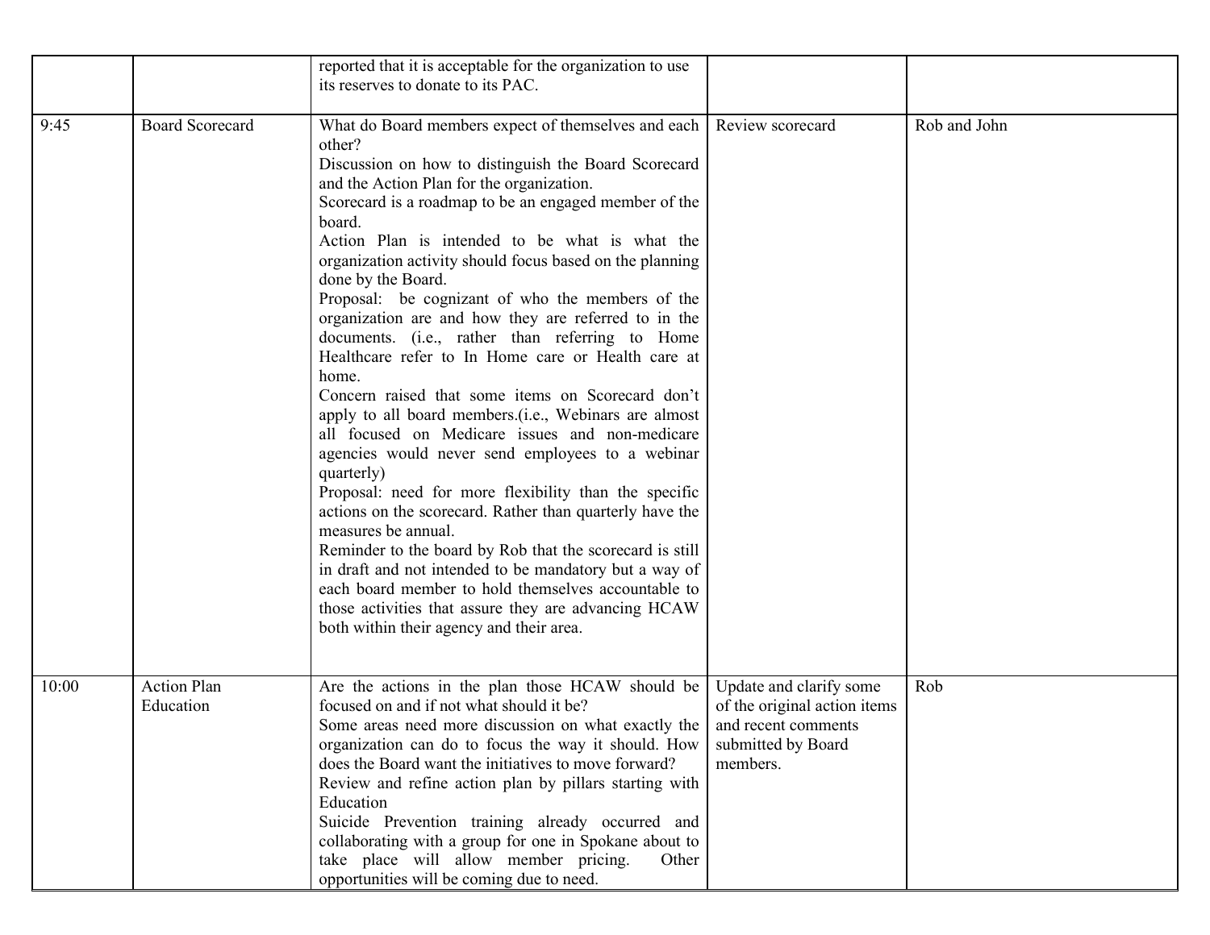| | | | | |
|---|---|---|---|---|
| | | reported that it is acceptable for the organization to use its reserves to donate to its PAC. | | |
| 9:45 | Board Scorecard | What do Board members expect of themselves and each other?<br>Discussion on how to distinguish the Board Scorecard and the Action Plan for the organization.<br>Scorecard is a roadmap to be an engaged member of the board.<br>Action Plan is intended to be what is what the organization activity should focus based on the planning done by the Board.<br>Proposal: be cognizant of who the members of the organization are and how they are referred to in the documents. (i.e., rather than referring to Home Healthcare refer to In Home care or Health care at home.<br>Concern raised that some items on Scorecard don't apply to all board members.(i.e., Webinars are almost all focused on Medicare issues and non-medicare agencies would never send employees to a webinar quarterly)<br>Proposal: need for more flexibility than the specific actions on the scorecard. Rather than quarterly have the measures be annual.<br>Reminder to the board by Rob that the scorecard is still in draft and not intended to be mandatory but a way of each board member to hold themselves accountable to those activities that assure they are advancing HCAW both within their agency and their area. | Review scorecard | Rob and John |
| 10:00 | Action Plan Education | Are the actions in the plan those HCAW should be focused on and if not what should it be?<br>Some areas need more discussion on what exactly the organization can do to focus the way it should. How does the Board want the initiatives to move forward?<br>Review and refine action plan by pillars starting with Education<br>Suicide Prevention training already occurred and collaborating with a group for one in Spokane about to take place will allow member pricing. Other opportunities will be coming due to need. | Update and clarify some of the original action items and recent comments submitted by Board members. | Rob |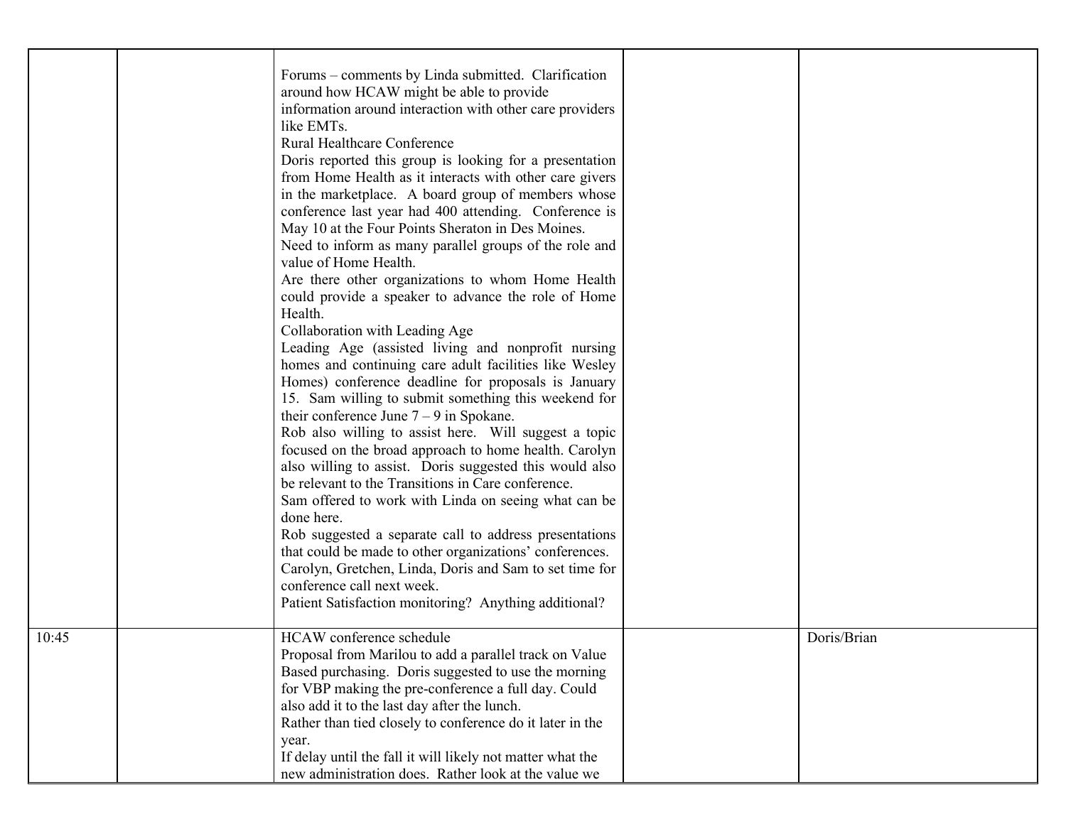| | | | | |
|---|---|---|---|---|
| | | Forums – comments by Linda submitted. Clarification around how HCAW might be able to provide information around interaction with other care providers like EMTs.<br>Rural Healthcare Conference<br>Doris reported this group is looking for a presentation from Home Health as it interacts with other care givers in the marketplace. A board group of members whose conference last year had 400 attending. Conference is May 10 at the Four Points Sheraton in Des Moines.<br>Need to inform as many parallel groups of the role and value of Home Health.<br>Are there other organizations to whom Home Health could provide a speaker to advance the role of Home Health.<br>Collaboration with Leading Age<br>Leading Age (assisted living and nonprofit nursing homes and continuing care adult facilities like Wesley Homes) conference deadline for proposals is January 15. Sam willing to submit something this weekend for their conference June 7 – 9 in Spokane.<br>Rob also willing to assist here. Will suggest a topic focused on the broad approach to home health. Carolyn also willing to assist. Doris suggested this would also be relevant to the Transitions in Care conference.<br>Sam offered to work with Linda on seeing what can be done here.<br>Rob suggested a separate call to address presentations that could be made to other organizations' conferences. Carolyn, Gretchen, Linda, Doris and Sam to set time for conference call next week.<br>Patient Satisfaction monitoring? Anything additional? | | |
| 10:45 | | HCAW conference schedule<br>Proposal from Marilou to add a parallel track on Value Based purchasing. Doris suggested to use the morning for VBP making the pre-conference a full day. Could also add it to the last day after the lunch.<br>Rather than tied closely to conference do it later in the year.<br>If delay until the fall it will likely not matter what the new administration does. Rather look at the value we | | Doris/Brian |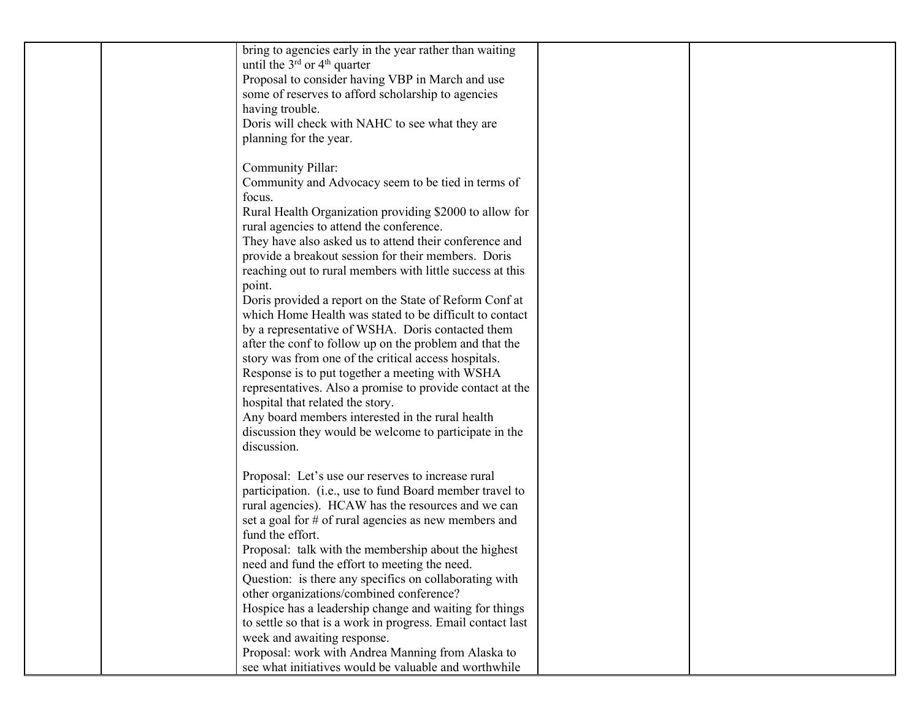| | | | | |
|---|---|---|---|---|
| | | bring to agencies early in the year rather than waiting until the 3rd or 4th quarter<br>Proposal to consider having VBP in March and use some of reserves to afford scholarship to agencies having trouble.<br>Doris will check with NAHC to see what they are planning for the year.<br><br>Community Pillar:<br>Community and Advocacy seem to be tied in terms of focus.<br>Rural Health Organization providing $2000 to allow for rural agencies to attend the conference.<br>They have also asked us to attend their conference and provide a breakout session for their members. Doris reaching out to rural members with little success at this point.<br>Doris provided a report on the State of Reform Conf at which Home Health was stated to be difficult to contact by a representative of WSHA. Doris contacted them after the conf to follow up on the problem and that the story was from one of the critical access hospitals. Response is to put together a meeting with WSHA representatives. Also a promise to provide contact at the hospital that related the story.<br>Any board members interested in the rural health discussion they would be welcome to participate in the discussion.<br><br>Proposal: Let's use our reserves to increase rural participation. (i.e., use to fund Board member travel to rural agencies). HCAW has the resources and we can set a goal for # of rural agencies as new members and fund the effort.<br>Proposal: talk with the membership about the highest need and fund the effort to meeting the need.<br>Question: is there any specifics on collaborating with other organizations/combined conference?<br>Hospice has a leadership change and waiting for things to settle so that is a work in progress. Email contact last week and awaiting response.<br>Proposal: work with Andrea Manning from Alaska to see what initiatives would be valuable and worthwhile | | |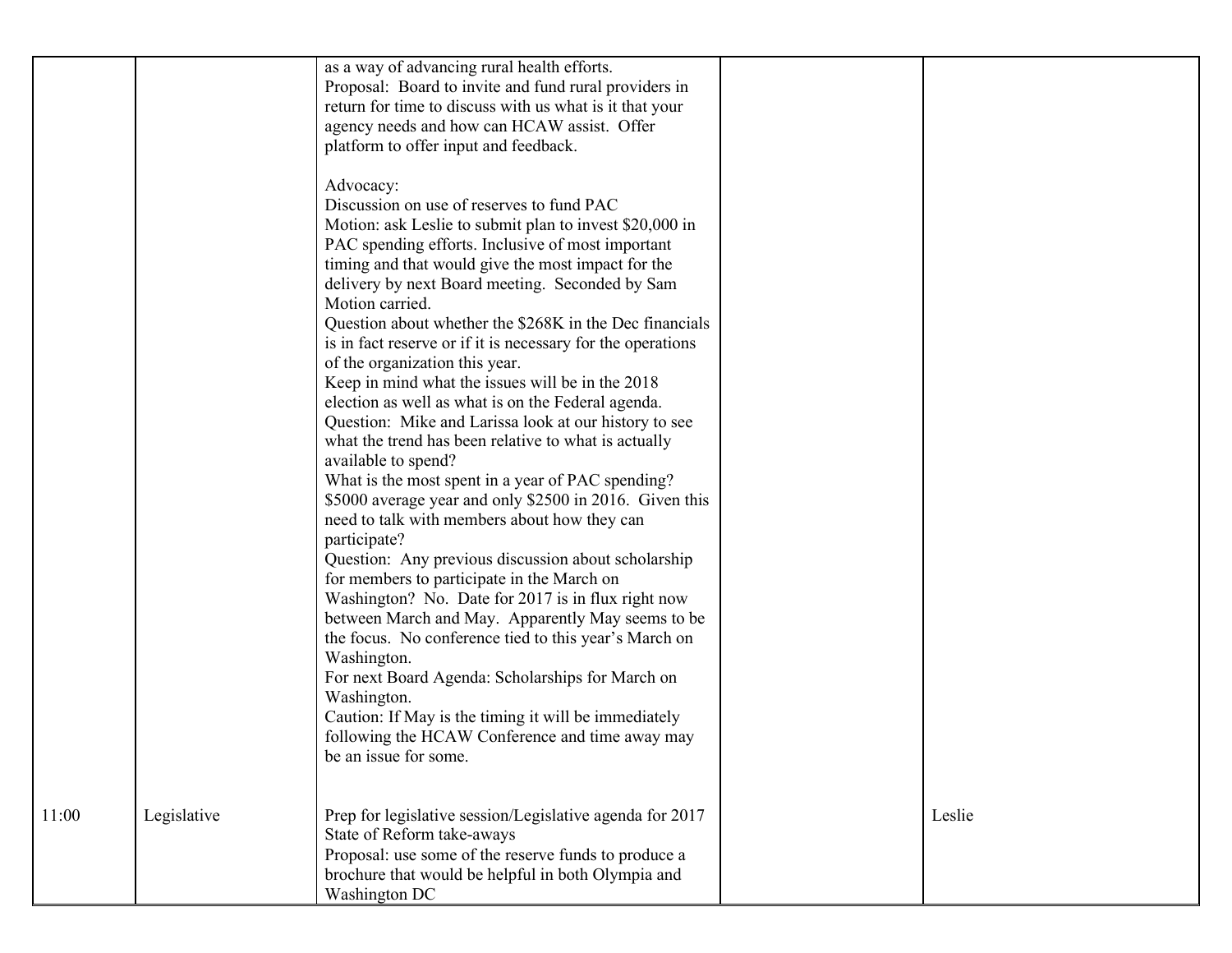| | | | | |
|---|---|---|---|---|
| | | as a way of advancing rural health efforts.<br>Proposal: Board to invite and fund rural providers in return for time to discuss with us what is it that your agency needs and how can HCAW assist. Offer platform to offer input and feedback.<br><br>Advocacy:<br>Discussion on use of reserves to fund PAC<br>Motion: ask Leslie to submit plan to invest $20,000 in PAC spending efforts. Inclusive of most important timing and that would give the most impact for the delivery by next Board meeting. Seconded by Sam<br>Motion carried.<br>Question about whether the $268K in the Dec financials is in fact reserve or if it is necessary for the operations of the organization this year.<br>Keep in mind what the issues will be in the 2018 election as well as what is on the Federal agenda.<br>Question: Mike and Larissa look at our history to see what the trend has been relative to what is actually available to spend?<br>What is the most spent in a year of PAC spending? $5000 average year and only $2500 in 2016. Given this need to talk with members about how they can participate?<br>Question: Any previous discussion about scholarship for members to participate in the March on Washington? No. Date for 2017 is in flux right now between March and May. Apparently May seems to be the focus. No conference tied to this year's March on Washington.<br>For next Board Agenda: Scholarships for March on Washington.<br>Caution: If May is the timing it will be immediately following the HCAW Conference and time away may be an issue for some. | | |
| 11:00 | Legislative | Prep for legislative session/Legislative agenda for 2017<br>State of Reform take-aways<br>Proposal: use some of the reserve funds to produce a brochure that would be helpful in both Olympia and Washington DC | | Leslie |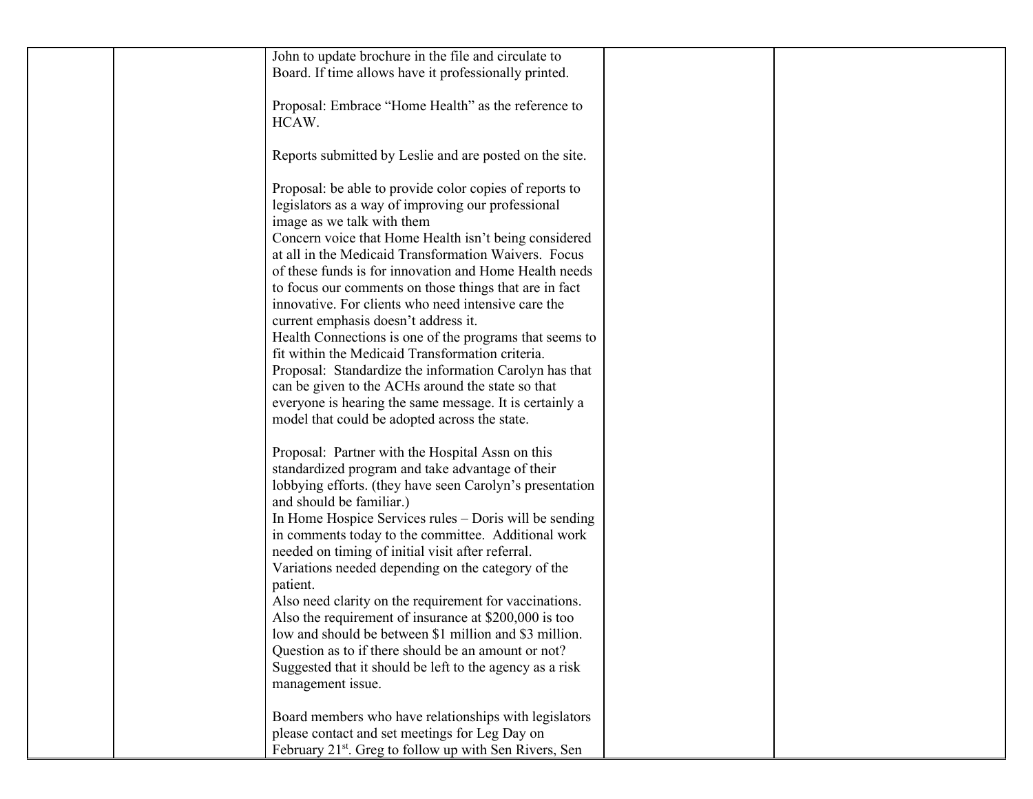| | | | | |
|---|---|---|---|---|
| | | John to update brochure in the file and circulate to Board. If time allows have it professionally printed.<br><br>Proposal: Embrace "Home Health" as the reference to HCAW.<br><br>Reports submitted by Leslie and are posted on the site.<br><br>Proposal: be able to provide color copies of reports to legislators as a way of improving our professional image as we talk with them<br>Concern voice that Home Health isn't being considered at all in the Medicaid Transformation Waivers. Focus of these funds is for innovation and Home Health needs to focus our comments on those things that are in fact innovative. For clients who need intensive care the current emphasis doesn't address it.<br>Health Connections is one of the programs that seems to fit within the Medicaid Transformation criteria.<br>Proposal: Standardize the information Carolyn has that can be given to the ACHs around the state so that everyone is hearing the same message. It is certainly a model that could be adopted across the state.<br><br>Proposal: Partner with the Hospital Assn on this standardized program and take advantage of their lobbying efforts. (they have seen Carolyn's presentation and should be familiar.)<br>In Home Hospice Services rules – Doris will be sending in comments today to the committee. Additional work needed on timing of initial visit after referral. Variations needed depending on the category of the patient.<br>Also need clarity on the requirement for vaccinations.<br>Also the requirement of insurance at \$200,000 is too low and should be between \$1 million and \$3 million. Question as to if there should be an amount or not? Suggested that it should be left to the agency as a risk management issue.<br><br>Board members who have relationships with legislators please contact and set meetings for Leg Day on February 21st. Greg to follow up with Sen Rivers, Sen | | |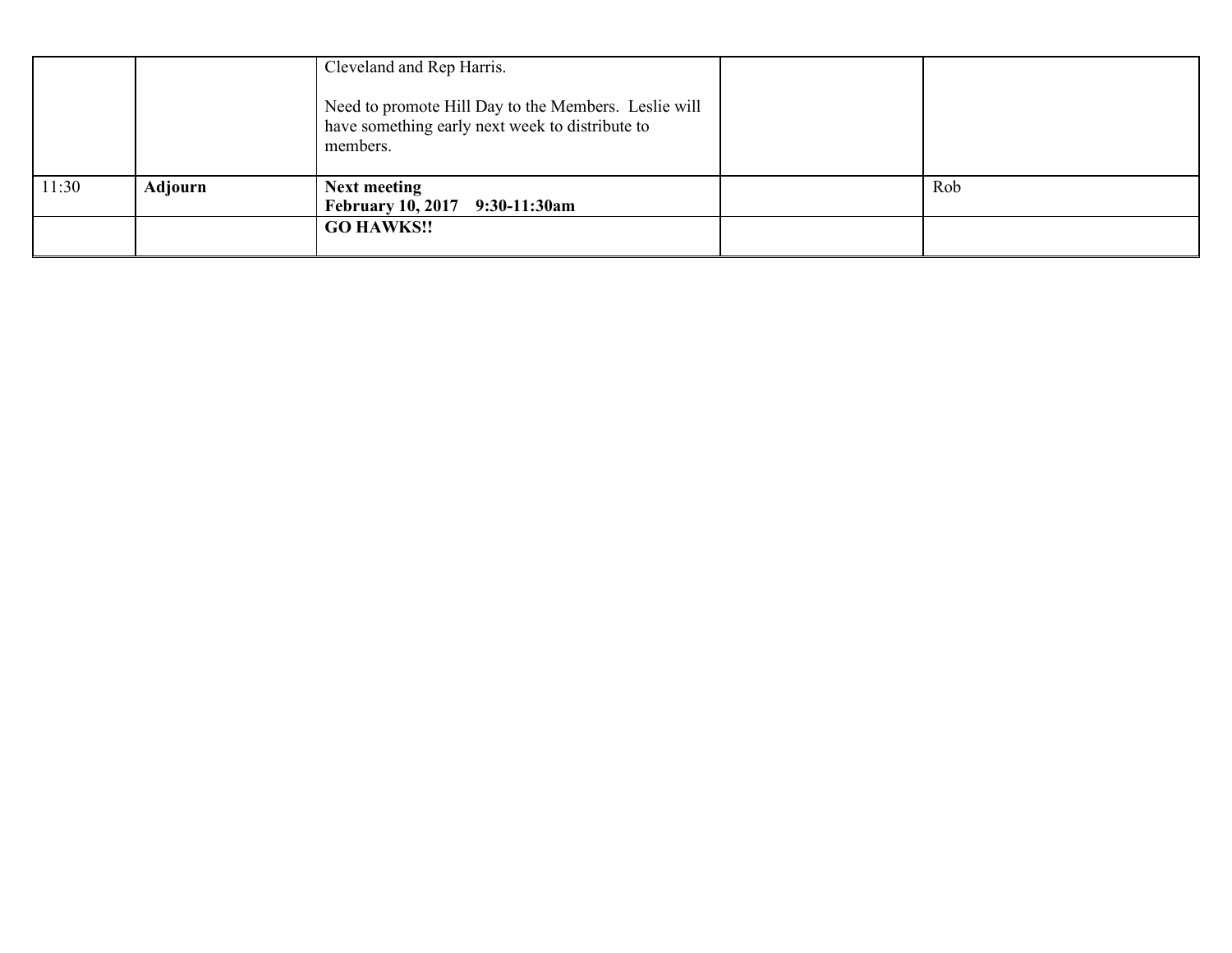| | | | | |
|---|---|---|---|---|
| | | Cleveland and Rep Harris.<br><br>Need to promote Hill Day to the Members. Leslie will have something early next week to distribute to members. | | |
| 11:30 | **Adjourn** | **Next meeting**<br>**February 10, 2017 9:30-11:30am** | | Rob |
| | | **GO HAWKS!!** | | |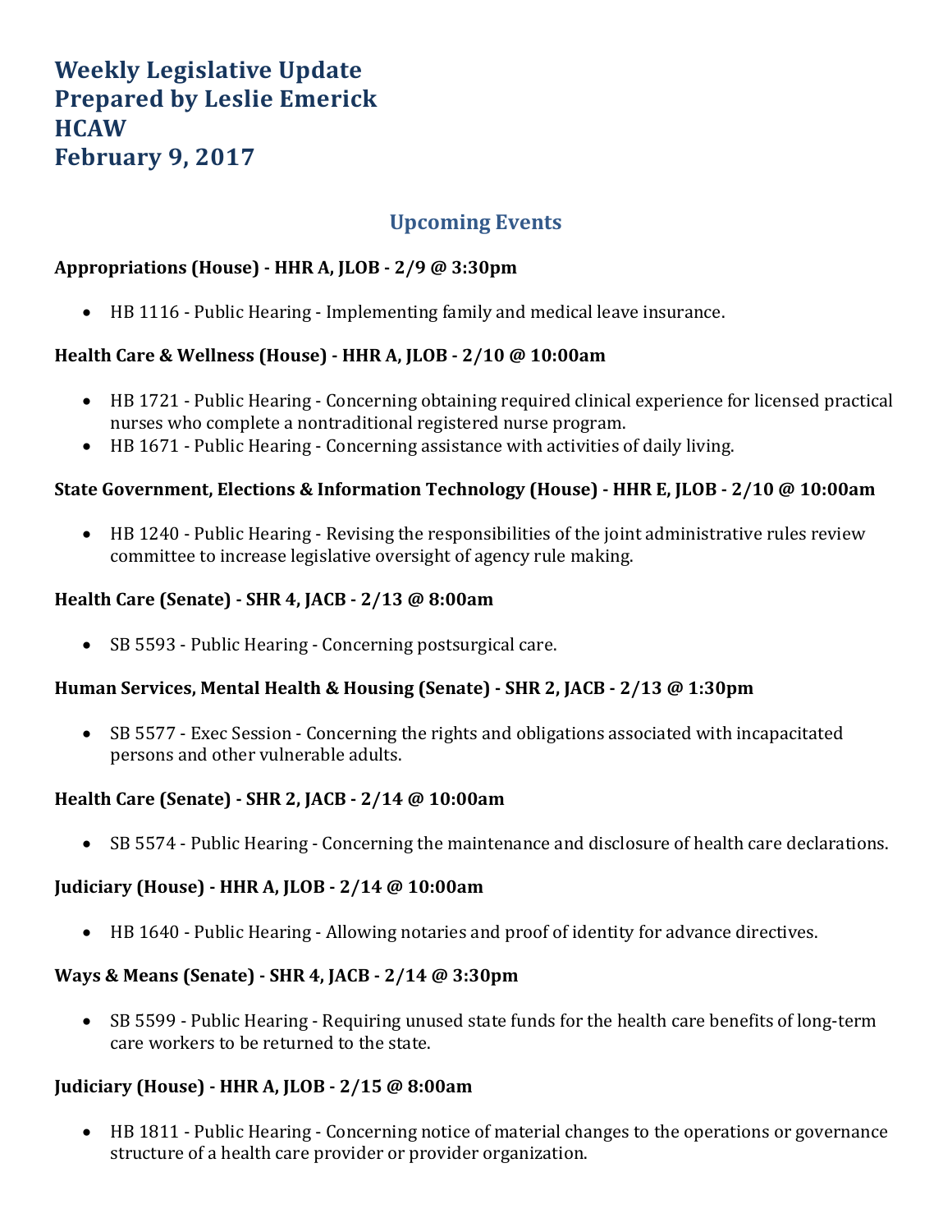# Weekly Legislative Update
# Prepared by Leslie Emerick
# HCAW
# February 9, 2017

## Upcoming Events

**Appropriations (House) - HHR A, JLOB - 2/9 @ 3:30pm**

- HB 1116 - Public Hearing - Implementing family and medical leave insurance.

**Health Care & Wellness (House) - HHR A, JLOB - 2/10 @ 10:00am**

- HB 1721 - Public Hearing - Concerning obtaining required clinical experience for licensed practical nurses who complete a nontraditional registered nurse program.
- HB 1671 - Public Hearing - Concerning assistance with activities of daily living.

**State Government, Elections & Information Technology (House) - HHR E, JLOB - 2/10 @ 10:00am**

- HB 1240 - Public Hearing - Revising the responsibilities of the joint administrative rules review committee to increase legislative oversight of agency rule making.

**Health Care (Senate) - SHR 4, JACB - 2/13 @ 8:00am**

- SB 5593 - Public Hearing - Concerning postsurgical care.

**Human Services, Mental Health & Housing (Senate) - SHR 2, JACB - 2/13 @ 1:30pm**

- SB 5577 - Exec Session - Concerning the rights and obligations associated with incapacitated persons and other vulnerable adults.

**Health Care (Senate) - SHR 2, JACB - 2/14 @ 10:00am**

- SB 5574 - Public Hearing - Concerning the maintenance and disclosure of health care declarations.

**Judiciary (House) - HHR A, JLOB - 2/14 @ 10:00am**

- HB 1640 - Public Hearing - Allowing notaries and proof of identity for advance directives.

**Ways & Means (Senate) - SHR 4, JACB - 2/14 @ 3:30pm**

- SB 5599 - Public Hearing - Requiring unused state funds for the health care benefits of long-term care workers to be returned to the state.

**Judiciary (House) - HHR A, JLOB - 2/15 @ 8:00am**

- HB 1811 - Public Hearing - Concerning notice of material changes to the operations or governance structure of a health care provider or provider organization.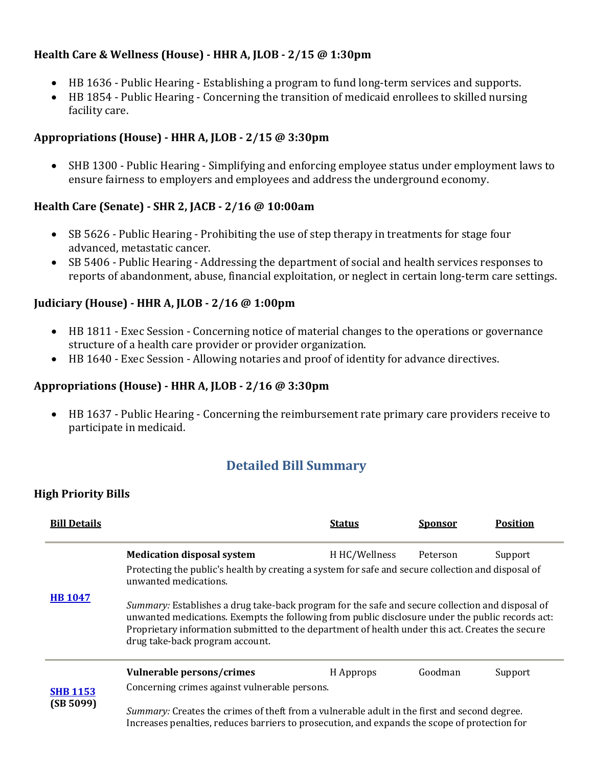**Health Care & Wellness (House) - HHR A, JLOB - 2/15 @ 1:30pm**

- HB 1636 - Public Hearing - Establishing a program to fund long-term services and supports.
- HB 1854 - Public Hearing - Concerning the transition of medicaid enrollees to skilled nursing facility care.

**Appropriations (House) - HHR A, JLOB - 2/15 @ 3:30pm**

- SHB 1300 - Public Hearing - Simplifying and enforcing employee status under employment laws to ensure fairness to employers and employees and address the underground economy.

**Health Care (Senate) - SHR 2, JACB - 2/16 @ 10:00am**

- SB 5626 - Public Hearing - Prohibiting the use of step therapy in treatments for stage four advanced, metastatic cancer.
- SB 5406 - Public Hearing - Addressing the department of social and health services responses to reports of abandonment, abuse, financial exploitation, or neglect in certain long-term care settings.

**Judiciary (House) - HHR A, JLOB - 2/16 @ 1:00pm**

- HB 1811 - Exec Session - Concerning notice of material changes to the operations or governance structure of a health care provider or provider organization.
- HB 1640 - Exec Session - Allowing notaries and proof of identity for advance directives.

**Appropriations (House) - HHR A, JLOB - 2/16 @ 3:30pm**

- HB 1637 - Public Hearing - Concerning the reimbursement rate primary care providers receive to participate in medicaid.

## Detailed Bill Summary

### High Priority Bills

| Bill Details | | Status | Sponsor | Position |
|---|---|---|---|---|
| HB 1047 | **Medication disposal system**<br>Protecting the public's health by creating a system for safe and secure collection and disposal of unwanted medications.<br><br>*Summary:* Establishes a drug take-back program for the safe and secure collection and disposal of unwanted medications. Exempts the following from public disclosure under the public records act: Proprietary information submitted to the department of health under this act. Creates the secure drug take-back program account. | H HC/Wellness | Peterson | Support |
| SHB 1153 (SB 5099) | **Vulnerable persons/crimes**<br>Concerning crimes against vulnerable persons.<br><br>*Summary:* Creates the crimes of theft from a vulnerable adult in the first and second degree. Increases penalties, reduces barriers to prosecution, and expands the scope of protection for | H Approps | Goodman | Support |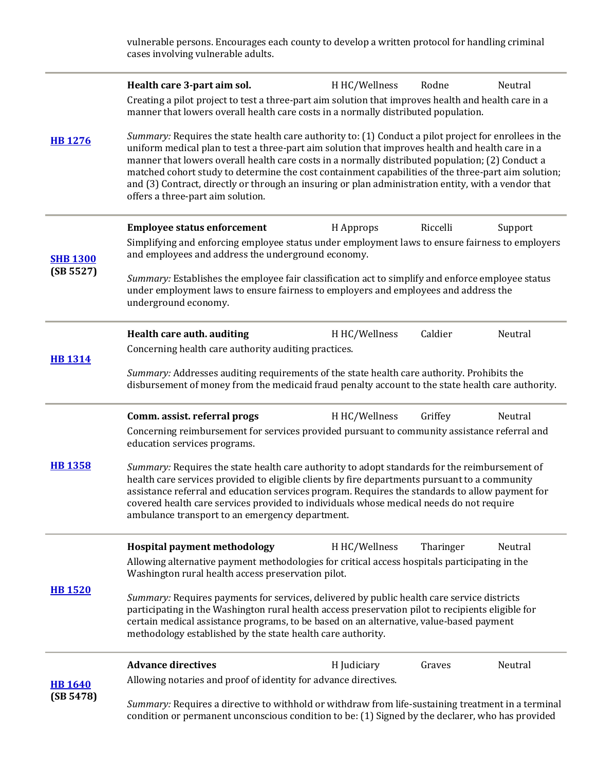vulnerable persons. Encourages each county to develop a written protocol for handling criminal cases involving vulnerable adults.

---

**[HB 1276](#)**

**Health care 3-part aim sol.** | H HC/Wellness | Rodne | Neutral

Creating a pilot project to test a three-part aim solution that improves health and health care in a manner that lowers overall health care costs in a normally distributed population.

*Summary:* Requires the state health care authority to: (1) Conduct a pilot project for enrollees in the uniform medical plan to test a three-part aim solution that improves health and health care in a manner that lowers overall health care costs in a normally distributed population; (2) Conduct a matched cohort study to determine the cost containment capabilities of the three-part aim solution; and (3) Contract, directly or through an insuring or plan administration entity, with a vendor that offers a three-part aim solution.

---

**[SHB 1300](#) (SB 5527)**

**Employee status enforcement** | H Approps | Riccelli | Support

Simplifying and enforcing employee status under employment laws to ensure fairness to employers and employees and address the underground economy.

*Summary:* Establishes the employee fair classification act to simplify and enforce employee status under employment laws to ensure fairness to employers and employees and address the underground economy.

---

**[HB 1314](#)**

**Health care auth. auditing** | H HC/Wellness | Caldier | Neutral

Concerning health care authority auditing practices.

*Summary:* Addresses auditing requirements of the state health care authority. Prohibits the disbursement of money from the medicaid fraud penalty account to the state health care authority.

---

**[HB 1358](#)**

**Comm. assist. referral progs** | H HC/Wellness | Griffey | Neutral

Concerning reimbursement for services provided pursuant to community assistance referral and education services programs.

*Summary:* Requires the state health care authority to adopt standards for the reimbursement of health care services provided to eligible clients by fire departments pursuant to a community assistance referral and education services program. Requires the standards to allow payment for covered health care services provided to individuals whose medical needs do not require ambulance transport to an emergency department.

---

**[HB 1520](#)**

**Hospital payment methodology** | H HC/Wellness | Tharinger | Neutral

Allowing alternative payment methodologies for critical access hospitals participating in the Washington rural health access preservation pilot.

*Summary:* Requires payments for services, delivered by public health care service districts participating in the Washington rural health access preservation pilot to recipients eligible for certain medical assistance programs, to be based on an alternative, value-based payment methodology established by the state health care authority.

---

**[HB 1640](#) (SB 5478)**

**Advance directives** | H Judiciary | Graves | Neutral

Allowing notaries and proof of identity for advance directives.

*Summary:* Requires a directive to withhold or withdraw from life-sustaining treatment in a terminal condition or permanent unconscious condition to be: (1) Signed by the declarer, who has provided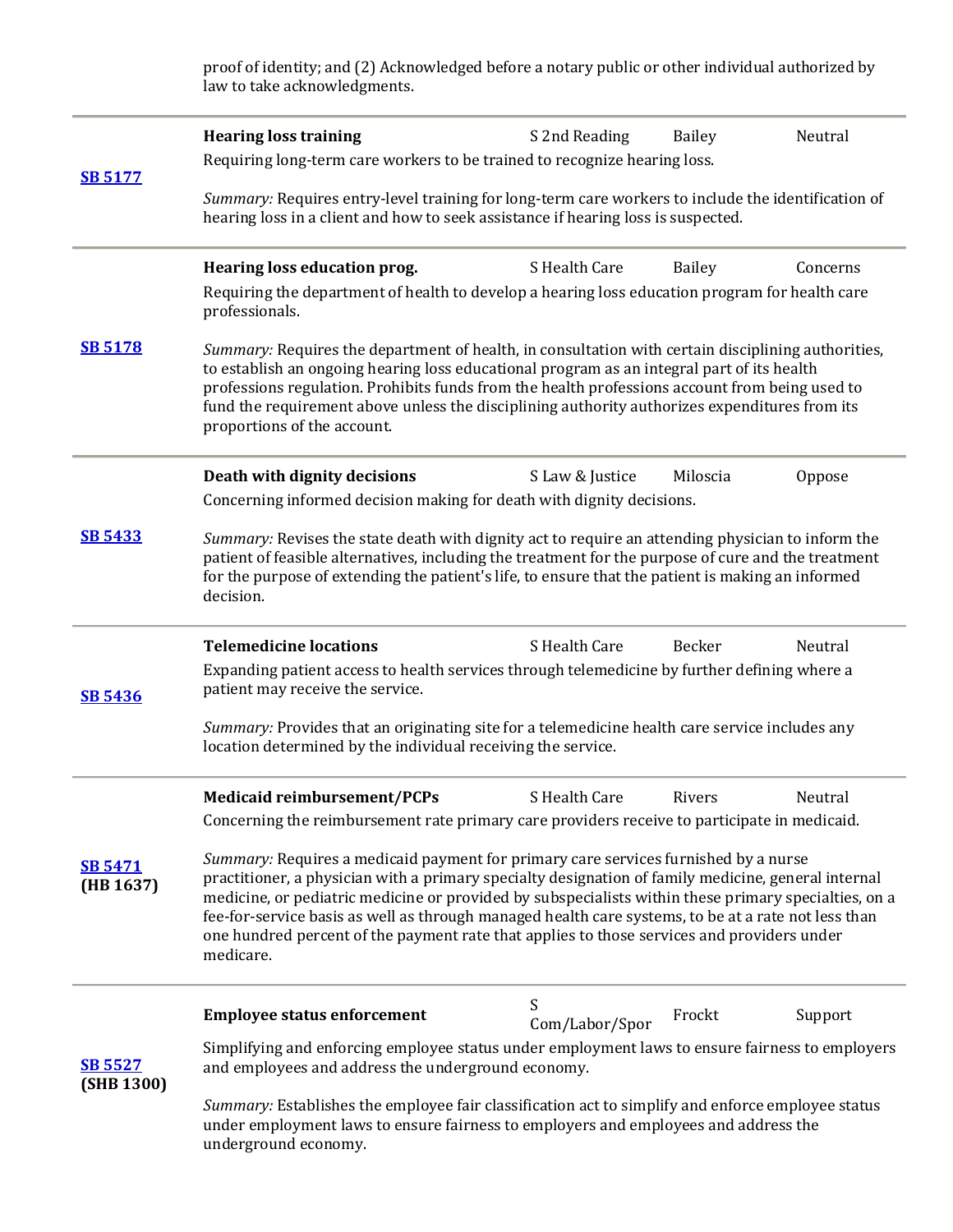proof of identity; and (2) Acknowledged before a notary public or other individual authorized by law to take acknowledgments.

| Bill | Title / Description | Status | Sponsor | Position |
|---|---|---|---|---|
| **SB 5177** | **Hearing loss training**<br>Requiring long-term care workers to be trained to recognize hearing loss.<br><br>*Summary:* Requires entry-level training for long-term care workers to include the identification of hearing loss in a client and how to seek assistance if hearing loss is suspected. | S 2nd Reading | Bailey | Neutral |
| **SB 5178** | **Hearing loss education prog.**<br>Requiring the department of health to develop a hearing loss education program for health care professionals.<br><br>*Summary:* Requires the department of health, in consultation with certain disciplining authorities, to establish an ongoing hearing loss educational program as an integral part of its health professions regulation. Prohibits funds from the health professions account from being used to fund the requirement above unless the disciplining authority authorizes expenditures from its proportions of the account. | S Health Care | Bailey | Concerns |
| **SB 5433** | **Death with dignity decisions**<br>Concerning informed decision making for death with dignity decisions.<br><br>*Summary:* Revises the state death with dignity act to require an attending physician to inform the patient of feasible alternatives, including the treatment for the purpose of cure and the treatment for the purpose of extending the patient's life, to ensure that the patient is making an informed decision. | S Law & Justice | Miloscia | Oppose |
| **SB 5436** | **Telemedicine locations**<br>Expanding patient access to health services through telemedicine by further defining where a patient may receive the service.<br><br>*Summary:* Provides that an originating site for a telemedicine health care service includes any location determined by the individual receiving the service. | S Health Care | Becker | Neutral |
| **SB 5471** (HB 1637) | **Medicaid reimbursement/PCPs**<br>Concerning the reimbursement rate primary care providers receive to participate in medicaid.<br><br>*Summary:* Requires a medicaid payment for primary care services furnished by a nurse practitioner, a physician with a primary specialty designation of family medicine, general internal medicine, or pediatric medicine or provided by subspecialists within these primary specialties, on a fee-for-service basis as well as through managed health care systems, to be at a rate not less than one hundred percent of the payment rate that applies to those services and providers under medicare. | S Health Care | Rivers | Neutral |
| **SB 5527** (SHB 1300) | **Employee status enforcement**<br>Simplifying and enforcing employee status under employment laws to ensure fairness to employers and employees and address the underground economy.<br><br>*Summary:* Establishes the employee fair classification act to simplify and enforce employee status under employment laws to ensure fairness to employers and employees and address the underground economy. | S Com/Labor/Spor | Frockt | Support |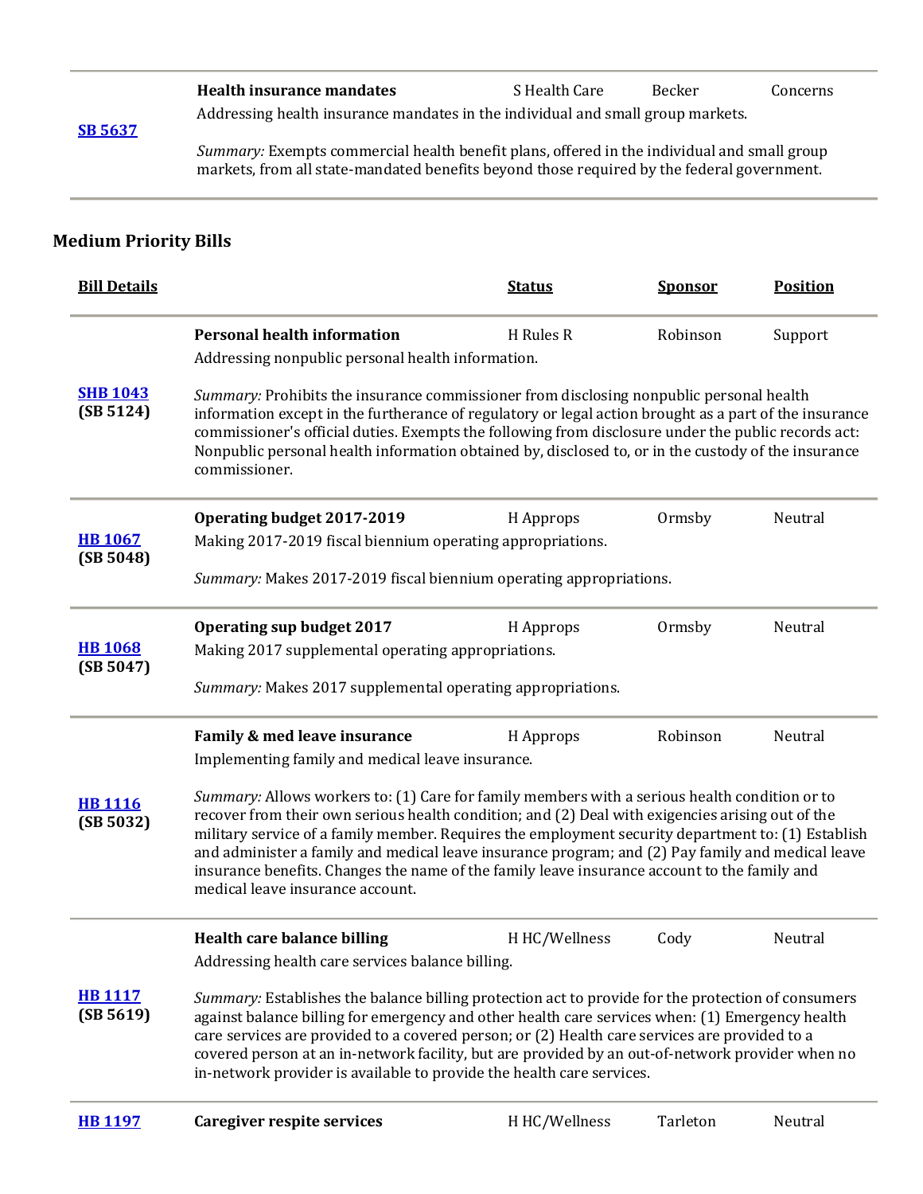| | | | | |
|---|---|---|---|---|
| [SB 5637](#) | **Health insurance mandates**<br>Addressing health insurance mandates in the individual and small group markets.<br><br>*Summary:* Exempts commercial health benefit plans, offered in the individual and small group markets, from all state-mandated benefits beyond those required by the federal government. | S Health Care | Becker | Concerns |

## Medium Priority Bills

| **Bill Details** | | **Status** | **Sponsor** | **Position** |
|---|---|---|---|---|
| [SHB 1043](#)<br>**(SB 5124)** | **Personal health information**<br>Addressing nonpublic personal health information.<br><br>*Summary:* Prohibits the insurance commissioner from disclosing nonpublic personal health information except in the furtherance of regulatory or legal action brought as a part of the insurance commissioner's official duties. Exempts the following from disclosure under the public records act: Nonpublic personal health information obtained by, disclosed to, or in the custody of the insurance commissioner. | H Rules R | Robinson | Support |
| [HB 1067](#)<br>**(SB 5048)** | **Operating budget 2017-2019**<br>Making 2017-2019 fiscal biennium operating appropriations.<br><br>*Summary:* Makes 2017-2019 fiscal biennium operating appropriations. | H Approps | Ormsby | Neutral |
| [HB 1068](#)<br>**(SB 5047)** | **Operating sup budget 2017**<br>Making 2017 supplemental operating appropriations.<br><br>*Summary:* Makes 2017 supplemental operating appropriations. | H Approps | Ormsby | Neutral |
| [HB 1116](#)<br>**(SB 5032)** | **Family & med leave insurance**<br>Implementing family and medical leave insurance.<br><br>*Summary:* Allows workers to: (1) Care for family members with a serious health condition or to recover from their own serious health condition; and (2) Deal with exigencies arising out of the military service of a family member. Requires the employment security department to: (1) Establish and administer a family and medical leave insurance program; and (2) Pay family and medical leave insurance benefits. Changes the name of the family leave insurance account to the family and medical leave insurance account. | H Approps | Robinson | Neutral |
| [HB 1117](#)<br>**(SB 5619)** | **Health care balance billing**<br>Addressing health care services balance billing.<br><br>*Summary:* Establishes the balance billing protection act to provide for the protection of consumers against balance billing for emergency and other health care services when: (1) Emergency health care services are provided to a covered person; or (2) Health care services are provided to a covered person at an in-network facility, but are provided by an out-of-network provider when no in-network provider is available to provide the health care services. | H HC/Wellness | Cody | Neutral |
| [HB 1197](#) | **Caregiver respite services** | H HC/Wellness | Tarleton | Neutral |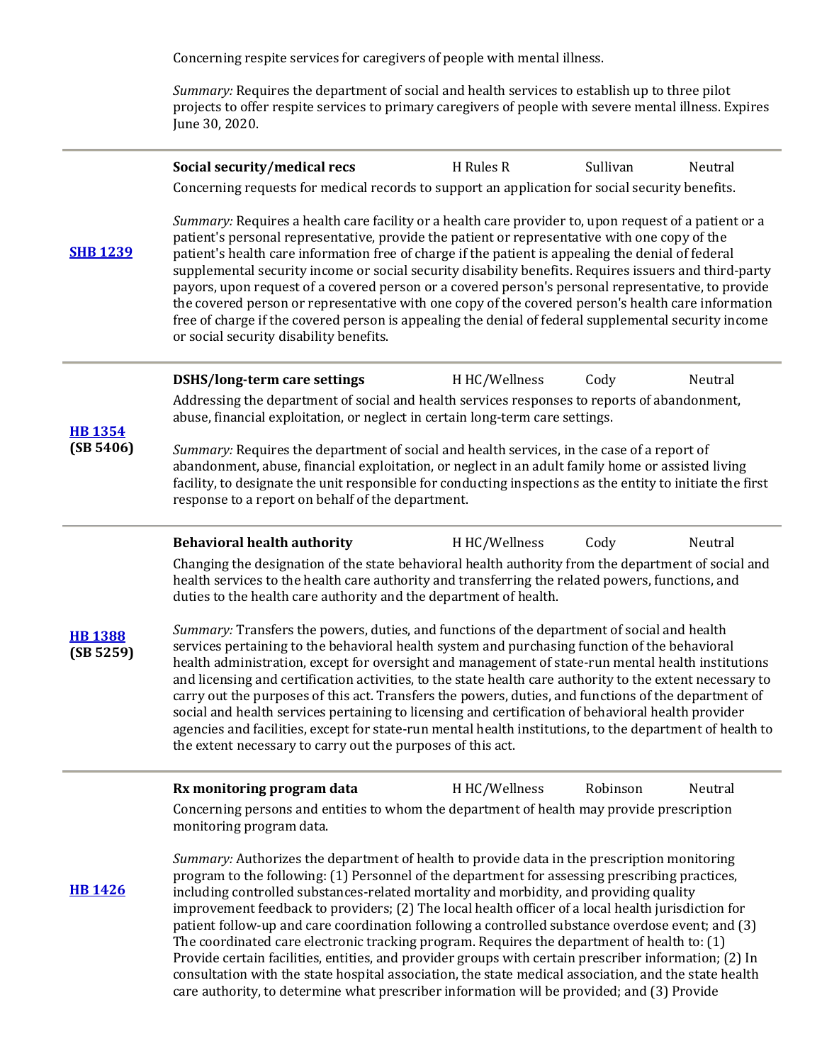Concerning respite services for caregivers of people with mental illness.

*Summary:* Requires the department of social and health services to establish up to three pilot projects to offer respite services to primary caregivers of people with severe mental illness. Expires June 30, 2020.

---

| Bill | Description | Status | Sponsor | Position |
|---|---|---|---|---|
| **SHB 1239** | **Social security/medical recs**<br>Concerning requests for medical records to support an application for social security benefits.<br><br>*Summary:* Requires a health care facility or a health care provider to, upon request of a patient or a patient's personal representative, provide the patient or representative with one copy of the patient's health care information free of charge if the patient is appealing the denial of federal supplemental security income or social security disability benefits. Requires issuers and third-party payors, upon request of a covered person or a covered person's personal representative, to provide the covered person or representative with one copy of the covered person's health care information free of charge if the covered person is appealing the denial of federal supplemental security income or social security disability benefits. | H Rules R | Sullivan | Neutral |
| **HB 1354** (SB 5406) | **DSHS/long-term care settings**<br>Addressing the department of social and health services responses to reports of abandonment, abuse, financial exploitation, or neglect in certain long-term care settings.<br><br>*Summary:* Requires the department of social and health services, in the case of a report of abandonment, abuse, financial exploitation, or neglect in an adult family home or assisted living facility, to designate the unit responsible for conducting inspections as the entity to initiate the first response to a report on behalf of the department. | H HC/Wellness | Cody | Neutral |
| **HB 1388** (SB 5259) | **Behavioral health authority**<br>Changing the designation of the state behavioral health authority from the department of social and health services to the health care authority and transferring the related powers, functions, and duties to the health care authority and the department of health.<br><br>*Summary:* Transfers the powers, duties, and functions of the department of social and health services pertaining to the behavioral health system and purchasing function of the behavioral health administration, except for oversight and management of state-run mental health institutions and licensing and certification activities, to the state health care authority to the extent necessary to carry out the purposes of this act. Transfers the powers, duties, and functions of the department of social and health services pertaining to licensing and certification of behavioral health provider agencies and facilities, except for state-run mental health institutions, to the department of health to the extent necessary to carry out the purposes of this act. | H HC/Wellness | Cody | Neutral |
| **HB 1426** | **Rx monitoring program data**<br>Concerning persons and entities to whom the department of health may provide prescription monitoring program data.<br><br>*Summary:* Authorizes the department of health to provide data in the prescription monitoring program to the following: (1) Personnel of the department for assessing prescribing practices, including controlled substances-related mortality and morbidity, and providing quality improvement feedback to providers; (2) The local health officer of a local health jurisdiction for patient follow-up and care coordination following a controlled substance overdose event; and (3) The coordinated care electronic tracking program. Requires the department of health to: (1) Provide certain facilities, entities, and provider groups with certain prescriber information; (2) In consultation with the state hospital association, the state medical association, and the state health care authority, to determine what prescriber information will be provided; and (3) Provide | H HC/Wellness | Robinson | Neutral |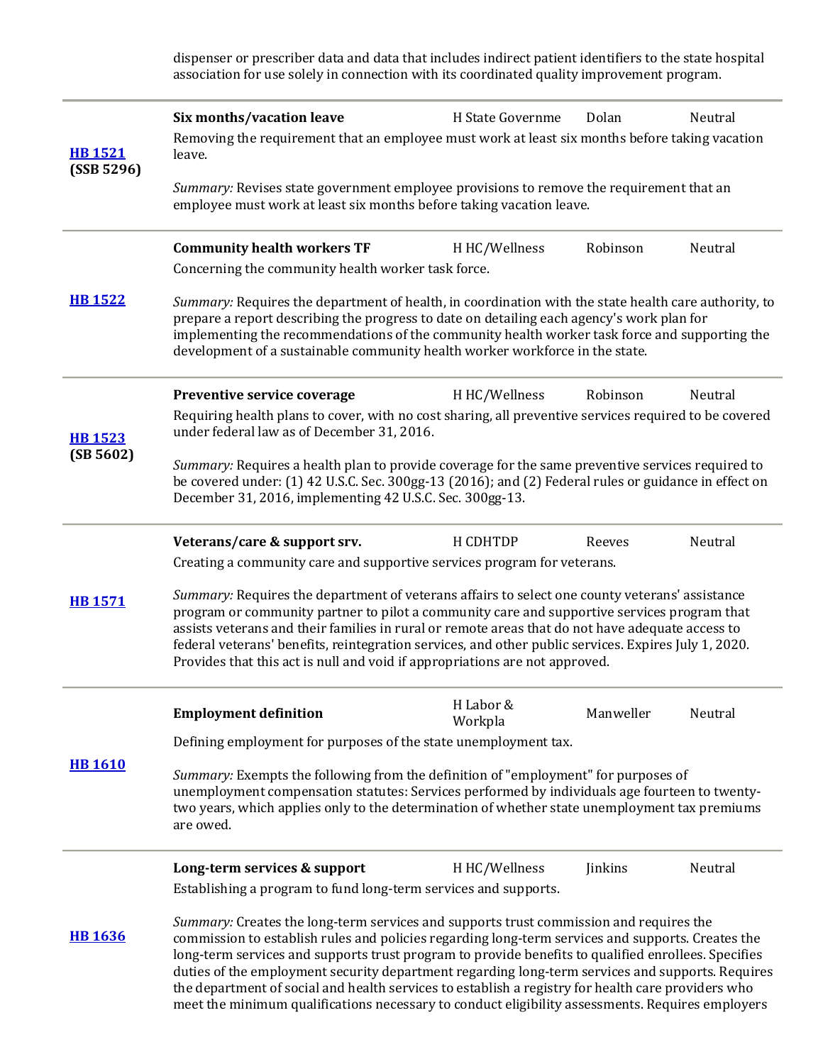dispenser or prescriber data and data that includes indirect patient identifiers to the state hospital association for use solely in connection with its coordinated quality improvement program.

| Bill | Details |
|---|---|
| [HB 1521](#) **(SSB 5296)** | **Six months/vacation leave** — H State Governme — Dolan — Neutral<br><br>Removing the requirement that an employee must work at least six months before taking vacation leave.<br><br>*Summary:* Revises state government employee provisions to remove the requirement that an employee must work at least six months before taking vacation leave. |
| [HB 1522](#) | **Community health workers TF** — H HC/Wellness — Robinson — Neutral<br><br>Concerning the community health worker task force.<br><br>*Summary:* Requires the department of health, in coordination with the state health care authority, to prepare a report describing the progress to date on detailing each agency's work plan for implementing the recommendations of the community health worker task force and supporting the development of a sustainable community health worker workforce in the state. |
| [HB 1523](#) **(SB 5602)** | **Preventive service coverage** — H HC/Wellness — Robinson — Neutral<br><br>Requiring health plans to cover, with no cost sharing, all preventive services required to be covered under federal law as of December 31, 2016.<br><br>*Summary:* Requires a health plan to provide coverage for the same preventive services required to be covered under: (1) 42 U.S.C. Sec. 300gg-13 (2016); and (2) Federal rules or guidance in effect on December 31, 2016, implementing 42 U.S.C. Sec. 300gg-13. |
| [HB 1571](#) | **Veterans/care & support srv.** — H CDHTDP — Reeves — Neutral<br><br>Creating a community care and supportive services program for veterans.<br><br>*Summary:* Requires the department of veterans affairs to select one county veterans' assistance program or community partner to pilot a community care and supportive services program that assists veterans and their families in rural or remote areas that do not have adequate access to federal veterans' benefits, reintegration services, and other public services. Expires July 1, 2020. Provides that this act is null and void if appropriations are not approved. |
| [HB 1610](#) | **Employment definition** — H Labor & Workpla — Manweller — Neutral<br><br>Defining employment for purposes of the state unemployment tax.<br><br>*Summary:* Exempts the following from the definition of "employment" for purposes of unemployment compensation statutes: Services performed by individuals age fourteen to twenty-two years, which applies only to the determination of whether state unemployment tax premiums are owed. |
| [HB 1636](#) | **Long-term services & support** — H HC/Wellness — Jinkins — Neutral<br><br>Establishing a program to fund long-term services and supports.<br><br>*Summary:* Creates the long-term services and supports trust commission and requires the commission to establish rules and policies regarding long-term services and supports. Creates the long-term services and supports trust program to provide benefits to qualified enrollees. Specifies duties of the employment security department regarding long-term services and supports. Requires the department of social and health services to establish a registry for health care providers who meet the minimum qualifications necessary to conduct eligibility assessments. Requires employers |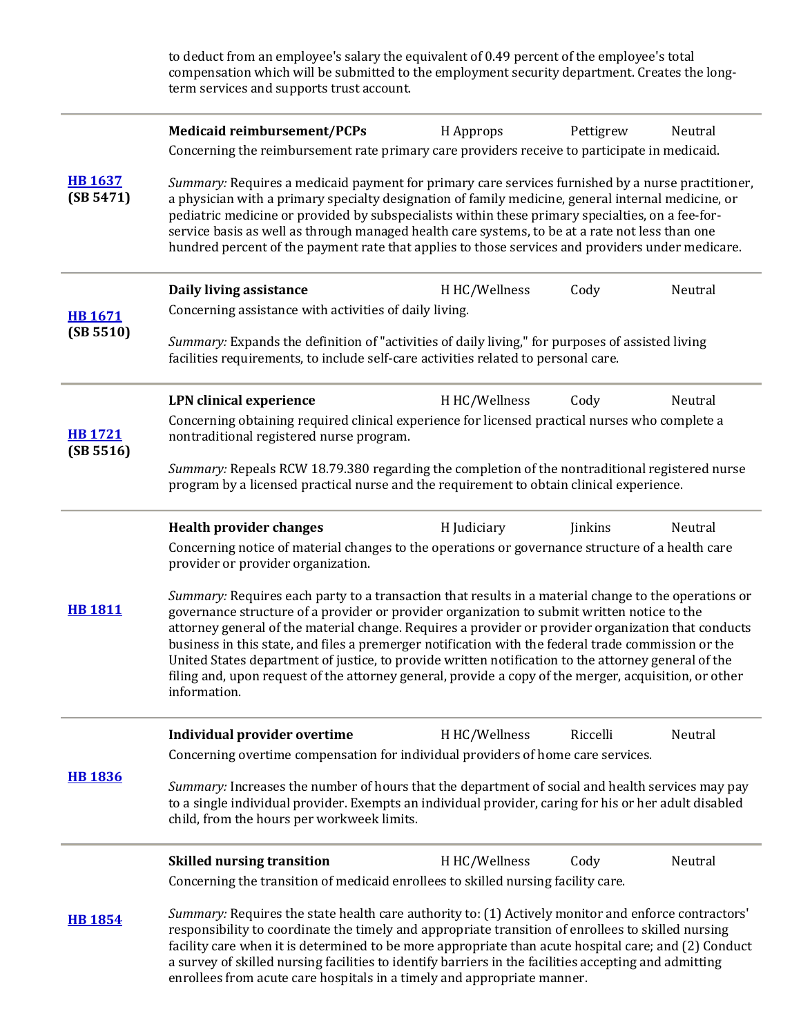to deduct from an employee's salary the equivalent of 0.49 percent of the employee's total compensation which will be submitted to the employment security department. Creates the long-term services and supports trust account.

---

**HB 1637** **(SB 5471)**

**Medicaid reimbursement/PCPs** | H Approps | Pettigrew | Neutral

Concerning the reimbursement rate primary care providers receive to participate in medicaid.

*Summary:* Requires a medicaid payment for primary care services furnished by a nurse practitioner, a physician with a primary specialty designation of family medicine, general internal medicine, or pediatric medicine or provided by subspecialists within these primary specialties, on a fee-for-service basis as well as through managed health care systems, to be at a rate not less than one hundred percent of the payment rate that applies to those services and providers under medicare.

---

**HB 1671** **(SB 5510)**

**Daily living assistance** | H HC/Wellness | Cody | Neutral

Concerning assistance with activities of daily living.

*Summary:* Expands the definition of "activities of daily living," for purposes of assisted living facilities requirements, to include self-care activities related to personal care.

---

**HB 1721** **(SB 5516)**

**LPN clinical experience** | H HC/Wellness | Cody | Neutral

Concerning obtaining required clinical experience for licensed practical nurses who complete a nontraditional registered nurse program.

*Summary:* Repeals RCW 18.79.380 regarding the completion of the nontraditional registered nurse program by a licensed practical nurse and the requirement to obtain clinical experience.

---

**HB 1811**

**Health provider changes** | H Judiciary | Jinkins | Neutral

Concerning notice of material changes to the operations or governance structure of a health care provider or provider organization.

*Summary:* Requires each party to a transaction that results in a material change to the operations or governance structure of a provider or provider organization to submit written notice to the attorney general of the material change. Requires a provider or provider organization that conducts business in this state, and files a premerger notification with the federal trade commission or the United States department of justice, to provide written notification to the attorney general of the filing and, upon request of the attorney general, provide a copy of the merger, acquisition, or other information.

---

**HB 1836**

**Individual provider overtime** | H HC/Wellness | Riccelli | Neutral

Concerning overtime compensation for individual providers of home care services.

*Summary:* Increases the number of hours that the department of social and health services may pay to a single individual provider. Exempts an individual provider, caring for his or her adult disabled child, from the hours per workweek limits.

---

**HB 1854**

**Skilled nursing transition** | H HC/Wellness | Cody | Neutral

Concerning the transition of medicaid enrollees to skilled nursing facility care.

*Summary:* Requires the state health care authority to: (1) Actively monitor and enforce contractors' responsibility to coordinate the timely and appropriate transition of enrollees to skilled nursing facility care when it is determined to be more appropriate than acute hospital care; and (2) Conduct a survey of skilled nursing facilities to identify barriers in the facilities accepting and admitting enrollees from acute care hospitals in a timely and appropriate manner.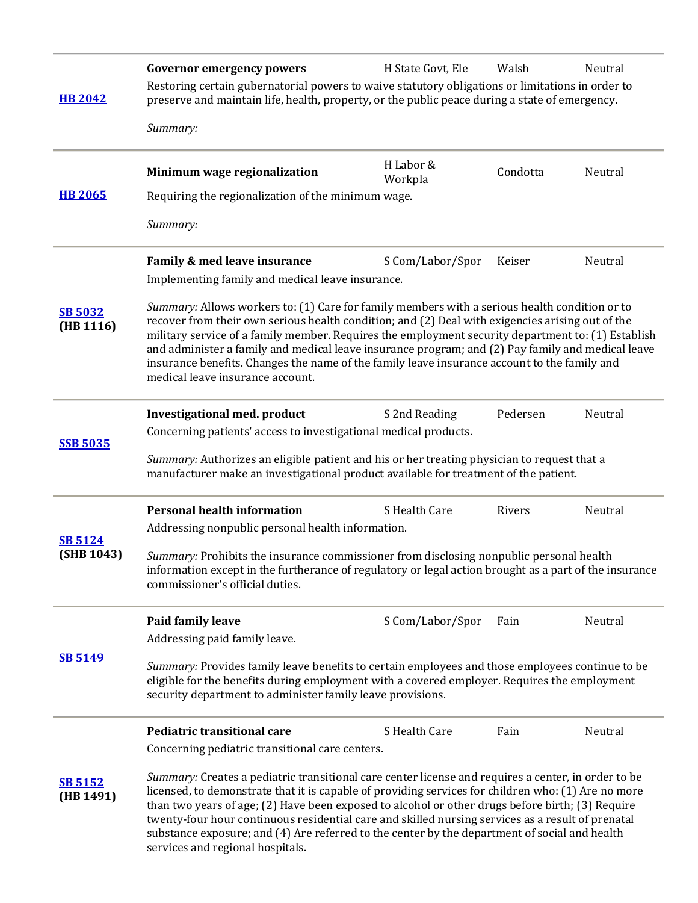| Bill | Title / Description | Status | Sponsor | Position |
|---|---|---|---|---|
| **HB 2042** | **Governor emergency powers**<br>Restoring certain gubernatorial powers to waive statutory obligations or limitations in order to preserve and maintain life, health, property, or the public peace during a state of emergency.<br><br>*Summary:* | H State Govt, Ele | Walsh | Neutral |
| **HB 2065** | **Minimum wage regionalization**<br>Requiring the regionalization of the minimum wage.<br><br>*Summary:* | H Labor & Workpla | Condotta | Neutral |
| **SB 5032** **(HB 1116)** | **Family & med leave insurance**<br>Implementing family and medical leave insurance.<br><br>*Summary:* Allows workers to: (1) Care for family members with a serious health condition or to recover from their own serious health condition; and (2) Deal with exigencies arising out of the military service of a family member. Requires the employment security department to: (1) Establish and administer a family and medical leave insurance program; and (2) Pay family and medical leave insurance benefits. Changes the name of the family leave insurance account to the family and medical leave insurance account. | S Com/Labor/Spor | Keiser | Neutral |
| **SSB 5035** | **Investigational med. product**<br>Concerning patients' access to investigational medical products.<br><br>*Summary:* Authorizes an eligible patient and his or her treating physician to request that a manufacturer make an investigational product available for treatment of the patient. | S 2nd Reading | Pedersen | Neutral |
| **SB 5124** **(SHB 1043)** | **Personal health information**<br>Addressing nonpublic personal health information.<br><br>*Summary:* Prohibits the insurance commissioner from disclosing nonpublic personal health information except in the furtherance of regulatory or legal action brought as a part of the insurance commissioner's official duties. | S Health Care | Rivers | Neutral |
| **SB 5149** | **Paid family leave**<br>Addressing paid family leave.<br><br>*Summary:* Provides family leave benefits to certain employees and those employees continue to be eligible for the benefits during employment with a covered employer. Requires the employment security department to administer family leave provisions. | S Com/Labor/Spor | Fain | Neutral |
| **SB 5152** **(HB 1491)** | **Pediatric transitional care**<br>Concerning pediatric transitional care centers.<br><br>*Summary:* Creates a pediatric transitional care center license and requires a center, in order to be licensed, to demonstrate that it is capable of providing services for children who: (1) Are no more than two years of age; (2) Have been exposed to alcohol or other drugs before birth; (3) Require twenty-four hour continuous residential care and skilled nursing services as a result of prenatal substance exposure; and (4) Are referred to the center by the department of social and health services and regional hospitals. | S Health Care | Fain | Neutral |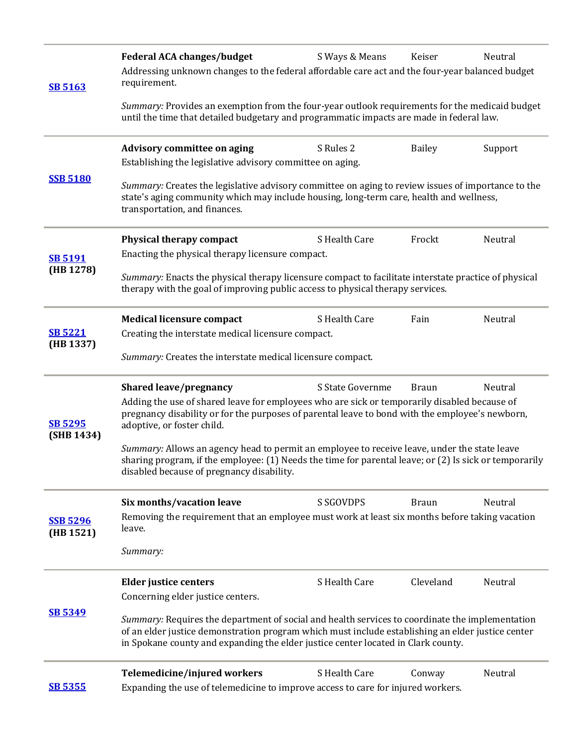| Bill | Title / Description | Committee | Sponsor | Position |
| --- | --- | --- | --- | --- |
| **SB 5163** | **Federal ACA changes/budget**<br>Addressing unknown changes to the federal affordable care act and the four-year balanced budget requirement.<br><br>*Summary:* Provides an exemption from the four-year outlook requirements for the medicaid budget until the time that detailed budgetary and programmatic impacts are made in federal law. | S Ways & Means | Keiser | Neutral |
| **SSB 5180** | **Advisory committee on aging**<br>Establishing the legislative advisory committee on aging.<br><br>*Summary:* Creates the legislative advisory committee on aging to review issues of importance to the state's aging community which may include housing, long-term care, health and wellness, transportation, and finances. | S Rules 2 | Bailey | Support |
| **SB 5191** (HB 1278) | **Physical therapy compact**<br>Enacting the physical therapy licensure compact.<br><br>*Summary:* Enacts the physical therapy licensure compact to facilitate interstate practice of physical therapy with the goal of improving public access to physical therapy services. | S Health Care | Frockt | Neutral |
| **SB 5221** (HB 1337) | **Medical licensure compact**<br>Creating the interstate medical licensure compact.<br><br>*Summary:* Creates the interstate medical licensure compact. | S Health Care | Fain | Neutral |
| **SB 5295** (SHB 1434) | **Shared leave/pregnancy**<br>Adding the use of shared leave for employees who are sick or temporarily disabled because of pregnancy disability or for the purposes of parental leave to bond with the employee's newborn, adoptive, or foster child.<br><br>*Summary:* Allows an agency head to permit an employee to receive leave, under the state leave sharing program, if the employee: (1) Needs the time for parental leave; or (2) Is sick or temporarily disabled because of pregnancy disability. | S State Governme | Braun | Neutral |
| **SSB 5296** (HB 1521) | **Six months/vacation leave**<br>Removing the requirement that an employee must work at least six months before taking vacation leave.<br><br>*Summary:* | S SGOVDPS | Braun | Neutral |
| **SB 5349** | **Elder justice centers**<br>Concerning elder justice centers.<br><br>*Summary:* Requires the department of social and health services to coordinate the implementation of an elder justice demonstration program which must include establishing an elder justice center in Spokane county and expanding the elder justice center located in Clark county. | S Health Care | Cleveland | Neutral |
| **SB 5355** | **Telemedicine/injured workers**<br>Expanding the use of telemedicine to improve access to care for injured workers. | S Health Care | Conway | Neutral |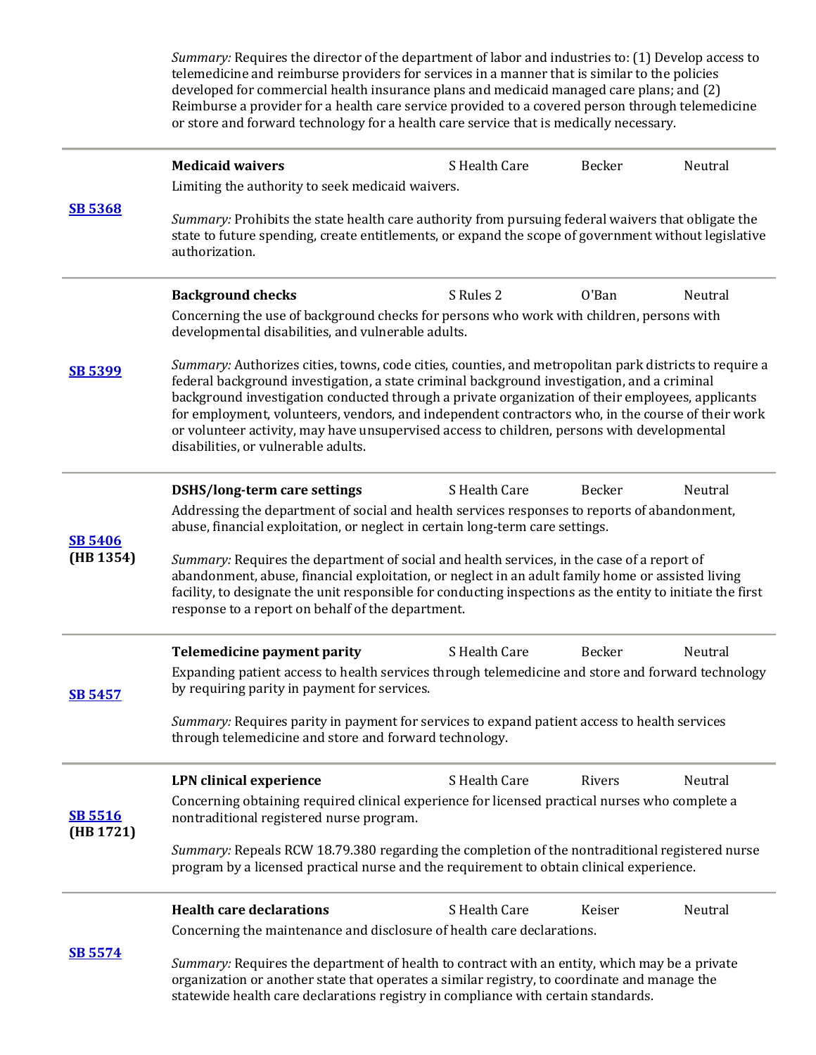*Summary:* Requires the director of the department of labor and industries to: (1) Develop access to telemedicine and reimburse providers for services in a manner that is similar to the policies developed for commercial health insurance plans and medicaid managed care plans; and (2) Reimburse a provider for a health care service provided to a covered person through telemedicine or store and forward technology for a health care service that is medically necessary.

| Bill | Description | Committee | Sponsor | Position |
|---|---|---|---|---|
| **SB 5368** | **Medicaid waivers**<br>Limiting the authority to seek medicaid waivers.<br><br>*Summary:* Prohibits the state health care authority from pursuing federal waivers that obligate the state to future spending, create entitlements, or expand the scope of government without legislative authorization. | S Health Care | Becker | Neutral |
| **SB 5399** | **Background checks**<br>Concerning the use of background checks for persons who work with children, persons with developmental disabilities, and vulnerable adults.<br><br>*Summary:* Authorizes cities, towns, code cities, counties, and metropolitan park districts to require a federal background investigation, a state criminal background investigation, and a criminal background investigation conducted through a private organization of their employees, applicants for employment, volunteers, vendors, and independent contractors who, in the course of their work or volunteer activity, may have unsupervised access to children, persons with developmental disabilities, or vulnerable adults. | S Rules 2 | O'Ban | Neutral |
| **SB 5406** (HB 1354) | **DSHS/long-term care settings**<br>Addressing the department of social and health services responses to reports of abandonment, abuse, financial exploitation, or neglect in certain long-term care settings.<br><br>*Summary:* Requires the department of social and health services, in the case of a report of abandonment, abuse, financial exploitation, or neglect in an adult family home or assisted living facility, to designate the unit responsible for conducting inspections as the entity to initiate the first response to a report on behalf of the department. | S Health Care | Becker | Neutral |
| **SB 5457** | **Telemedicine payment parity**<br>Expanding patient access to health services through telemedicine and store and forward technology by requiring parity in payment for services.<br><br>*Summary:* Requires parity in payment for services to expand patient access to health services through telemedicine and store and forward technology. | S Health Care | Becker | Neutral |
| **SB 5516** (HB 1721) | **LPN clinical experience**<br>Concerning obtaining required clinical experience for licensed practical nurses who complete a nontraditional registered nurse program.<br><br>*Summary:* Repeals RCW 18.79.380 regarding the completion of the nontraditional registered nurse program by a licensed practical nurse and the requirement to obtain clinical experience. | S Health Care | Rivers | Neutral |
| **SB 5574** | **Health care declarations**<br>Concerning the maintenance and disclosure of health care declarations.<br><br>*Summary:* Requires the department of health to contract with an entity, which may be a private organization or another state that operates a similar registry, to coordinate and manage the statewide health care declarations registry in compliance with certain standards. | S Health Care | Keiser | Neutral |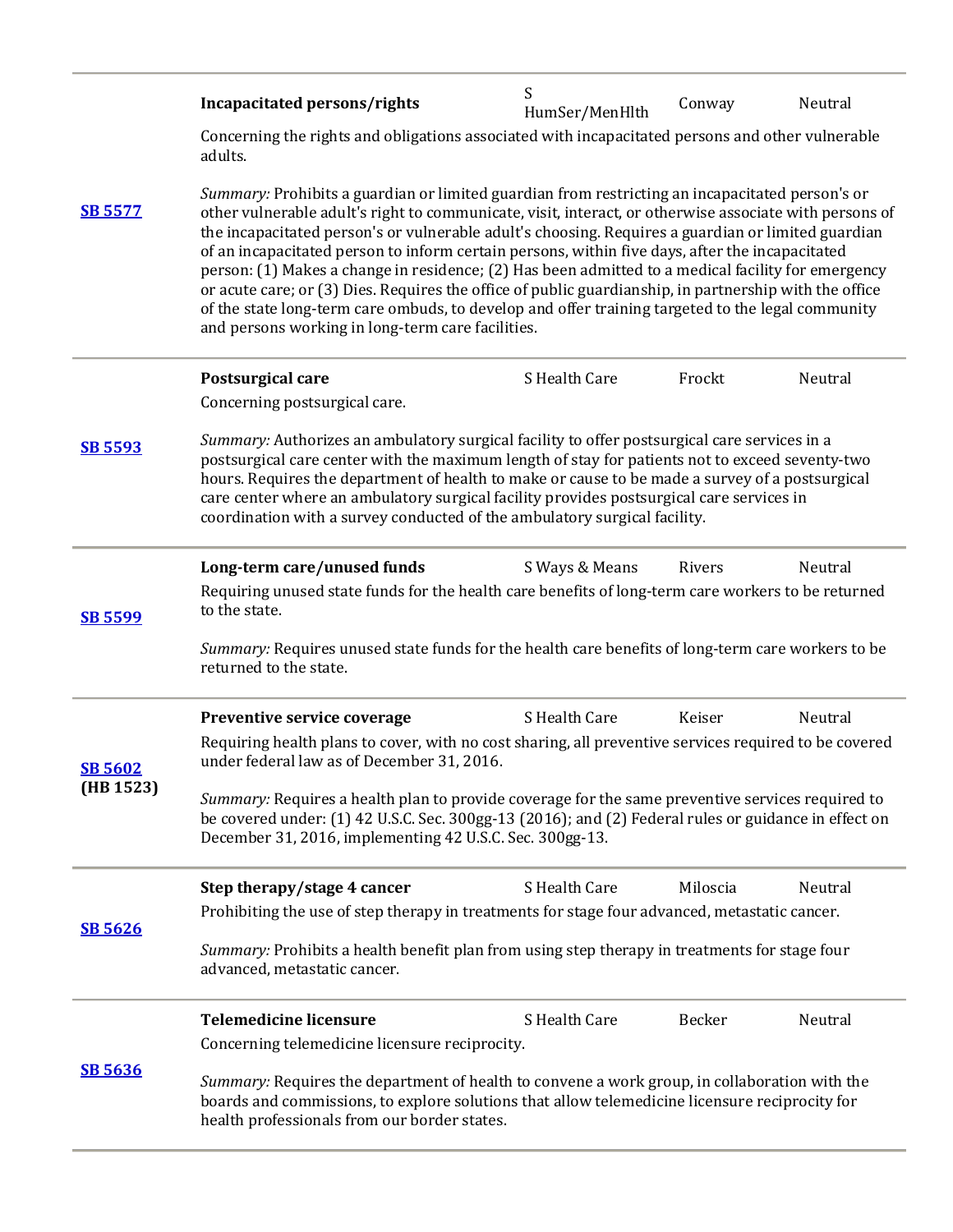| | | | | |
|---|---|---|---|---|
| **SB 5577** | **Incapacitated persons/rights** | S HumSer/MenHlth | Conway | Neutral |
| | Concerning the rights and obligations associated with incapacitated persons and other vulnerable adults.<br><br>*Summary:* Prohibits a guardian or limited guardian from restricting an incapacitated person's or other vulnerable adult's right to communicate, visit, interact, or otherwise associate with persons of the incapacitated person's or vulnerable adult's choosing. Requires a guardian or limited guardian of an incapacitated person to inform certain persons, within five days, after the incapacitated person: (1) Makes a change in residence; (2) Has been admitted to a medical facility for emergency or acute care; or (3) Dies. Requires the office of public guardianship, in partnership with the office of the state long-term care ombuds, to develop and offer training targeted to the legal community and persons working in long-term care facilities. | | | |
| **SB 5593** | **Postsurgical care** | S Health Care | Frockt | Neutral |
| | Concerning postsurgical care.<br><br>*Summary:* Authorizes an ambulatory surgical facility to offer postsurgical care services in a postsurgical care center with the maximum length of stay for patients not to exceed seventy-two hours. Requires the department of health to make or cause to be made a survey of a postsurgical care center where an ambulatory surgical facility provides postsurgical care services in coordination with a survey conducted of the ambulatory surgical facility. | | | |
| **SB 5599** | **Long-term care/unused funds** | S Ways & Means | Rivers | Neutral |
| | Requiring unused state funds for the health care benefits of long-term care workers to be returned to the state.<br><br>*Summary:* Requires unused state funds for the health care benefits of long-term care workers to be returned to the state. | | | |
| **SB 5602 (HB 1523)** | **Preventive service coverage** | S Health Care | Keiser | Neutral |
| | Requiring health plans to cover, with no cost sharing, all preventive services required to be covered under federal law as of December 31, 2016.<br><br>*Summary:* Requires a health plan to provide coverage for the same preventive services required to be covered under: (1) 42 U.S.C. Sec. 300gg-13 (2016); and (2) Federal rules or guidance in effect on December 31, 2016, implementing 42 U.S.C. Sec. 300gg-13. | | | |
| **SB 5626** | **Step therapy/stage 4 cancer** | S Health Care | Miloscia | Neutral |
| | Prohibiting the use of step therapy in treatments for stage four advanced, metastatic cancer.<br><br>*Summary:* Prohibits a health benefit plan from using step therapy in treatments for stage four advanced, metastatic cancer. | | | |
| **SB 5636** | **Telemedicine licensure** | S Health Care | Becker | Neutral |
| | Concerning telemedicine licensure reciprocity.<br><br>*Summary:* Requires the department of health to convene a work group, in collaboration with the boards and commissions, to explore solutions that allow telemedicine licensure reciprocity for health professionals from our border states. | | | |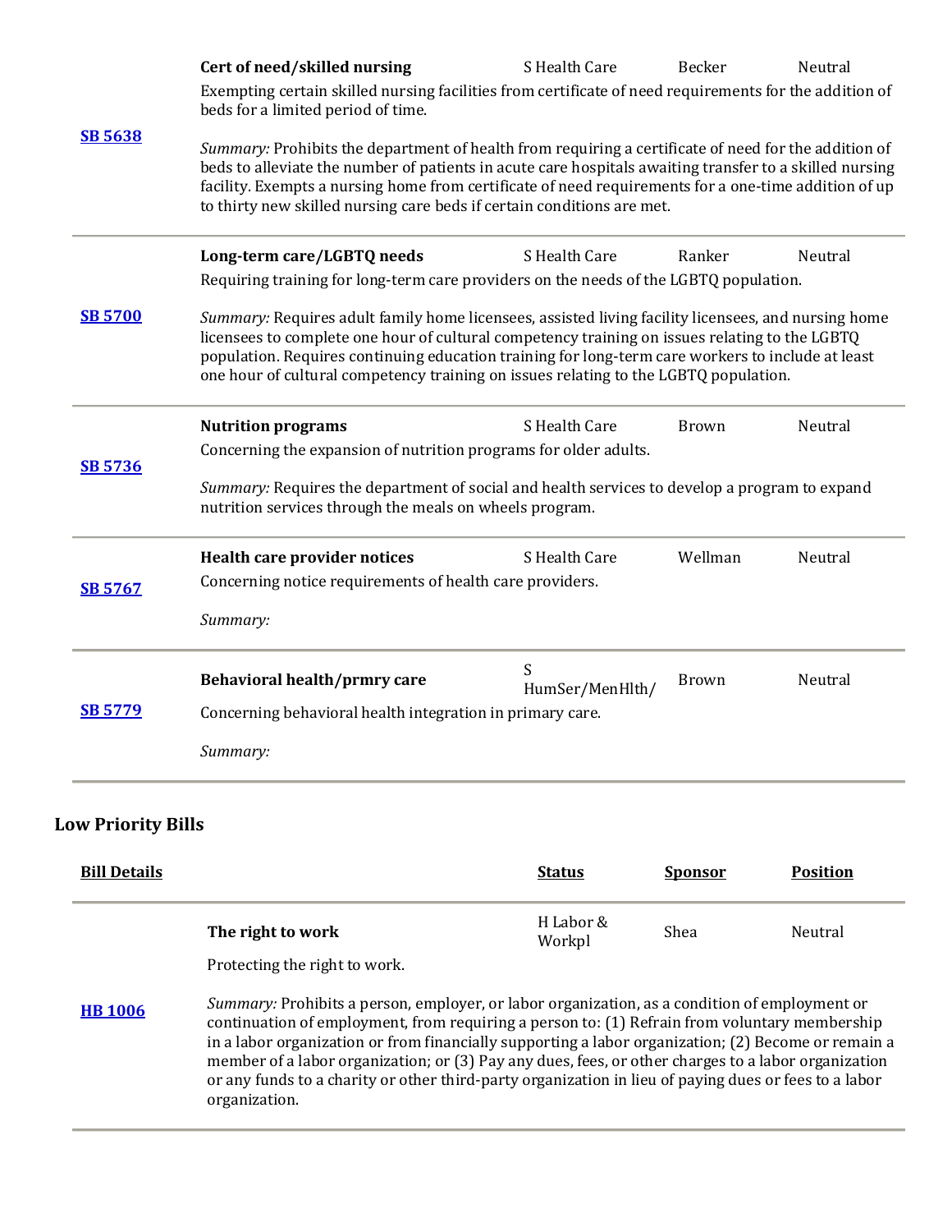| | | | | |
|---|---|---|---|---|
| [SB 5638] | **Cert of need/skilled nursing**<br>Exempting certain skilled nursing facilities from certificate of need requirements for the addition of beds for a limited period of time.<br><br>*Summary:* Prohibits the department of health from requiring a certificate of need for the addition of beds to alleviate the number of patients in acute care hospitals awaiting transfer to a skilled nursing facility. Exempts a nursing home from certificate of need requirements for a one-time addition of up to thirty new skilled nursing care beds if certain conditions are met. | S Health Care | Becker | Neutral |
| [SB 5700] | **Long-term care/LGBTQ needs**<br>Requiring training for long-term care providers on the needs of the LGBTQ population.<br><br>*Summary:* Requires adult family home licensees, assisted living facility licensees, and nursing home licensees to complete one hour of cultural competency training on issues relating to the LGBTQ population. Requires continuing education training for long-term care workers to include at least one hour of cultural competency training on issues relating to the LGBTQ population. | S Health Care | Ranker | Neutral |
| [SB 5736] | **Nutrition programs**<br>Concerning the expansion of nutrition programs for older adults.<br><br>*Summary:* Requires the department of social and health services to develop a program to expand nutrition services through the meals on wheels program. | S Health Care | Brown | Neutral |
| [SB 5767] | **Health care provider notices**<br>Concerning notice requirements of health care providers.<br><br>*Summary:* | S Health Care | Wellman | Neutral |
| [SB 5779] | **Behavioral health/prmry care**<br>Concerning behavioral health integration in primary care.<br><br>*Summary:* | S HumSer/MenHlth/ | Brown | Neutral |

## Low Priority Bills

| Bill Details | | Status | Sponsor | Position |
|---|---|---|---|---|
| [HB 1006] | **The right to work**<br>Protecting the right to work.<br><br>*Summary:* Prohibits a person, employer, or labor organization, as a condition of employment or continuation of employment, from requiring a person to: (1) Refrain from voluntary membership in a labor organization or from financially supporting a labor organization; (2) Become or remain a member of a labor organization; or (3) Pay any dues, fees, or other charges to a labor organization or any funds to a charity or other third-party organization in lieu of paying dues or fees to a labor organization. | H Labor & Workpl | Shea | Neutral |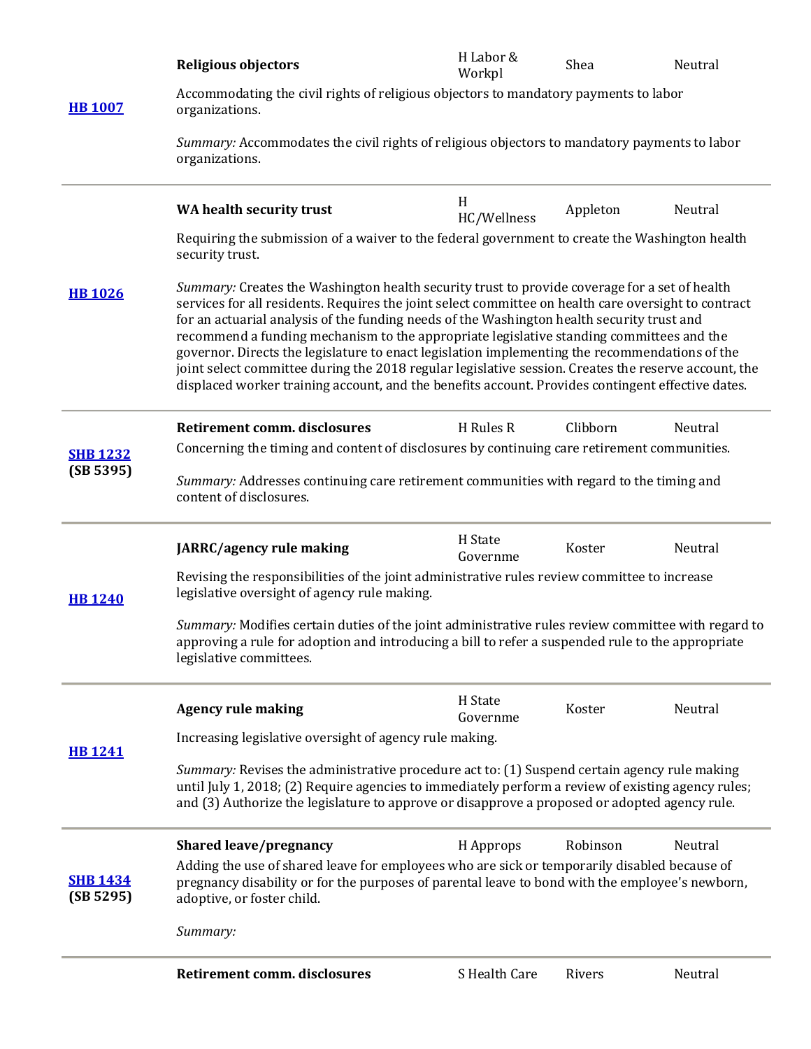| Bill | Title / Description | Committee | Sponsor | Position |
|---|---|---|---|---|
| **HB 1007** | **Religious objectors**<br>Accommodating the civil rights of religious objectors to mandatory payments to labor organizations.<br><br>*Summary:* Accommodates the civil rights of religious objectors to mandatory payments to labor organizations. | H Labor & Workpl | Shea | Neutral |
| **HB 1026** | **WA health security trust**<br>Requiring the submission of a waiver to the federal government to create the Washington health security trust.<br><br>*Summary:* Creates the Washington health security trust to provide coverage for a set of health services for all residents. Requires the joint select committee on health care oversight to contract for an actuarial analysis of the funding needs of the Washington health security trust and recommend a funding mechanism to the appropriate legislative standing committees and the governor. Directs the legislature to enact legislation implementing the recommendations of the joint select committee during the 2018 regular legislative session. Creates the reserve account, the displaced worker training account, and the benefits account. Provides contingent effective dates. | H HC/Wellness | Appleton | Neutral |
| **SHB 1232** **(SB 5395)** | **Retirement comm. disclosures**<br>Concerning the timing and content of disclosures by continuing care retirement communities.<br><br>*Summary:* Addresses continuing care retirement communities with regard to the timing and content of disclosures. | H Rules R | Clibborn | Neutral |
| **HB 1240** | **JARRC/agency rule making**<br>Revising the responsibilities of the joint administrative rules review committee to increase legislative oversight of agency rule making.<br><br>*Summary:* Modifies certain duties of the joint administrative rules review committee with regard to approving a rule for adoption and introducing a bill to refer a suspended rule to the appropriate legislative committees. | H State Governme | Koster | Neutral |
| **HB 1241** | **Agency rule making**<br>Increasing legislative oversight of agency rule making.<br><br>*Summary:* Revises the administrative procedure act to: (1) Suspend certain agency rule making until July 1, 2018; (2) Require agencies to immediately perform a review of existing agency rules; and (3) Authorize the legislature to approve or disapprove a proposed or adopted agency rule. | H State Governme | Koster | Neutral |
| **SHB 1434** **(SB 5295)** | **Shared leave/pregnancy**<br>Adding the use of shared leave for employees who are sick or temporarily disabled because of pregnancy disability or for the purposes of parental leave to bond with the employee's newborn, adoptive, or foster child.<br><br>*Summary:* | H Approps | Robinson | Neutral |
| | **Retirement comm. disclosures** | S Health Care | Rivers | Neutral |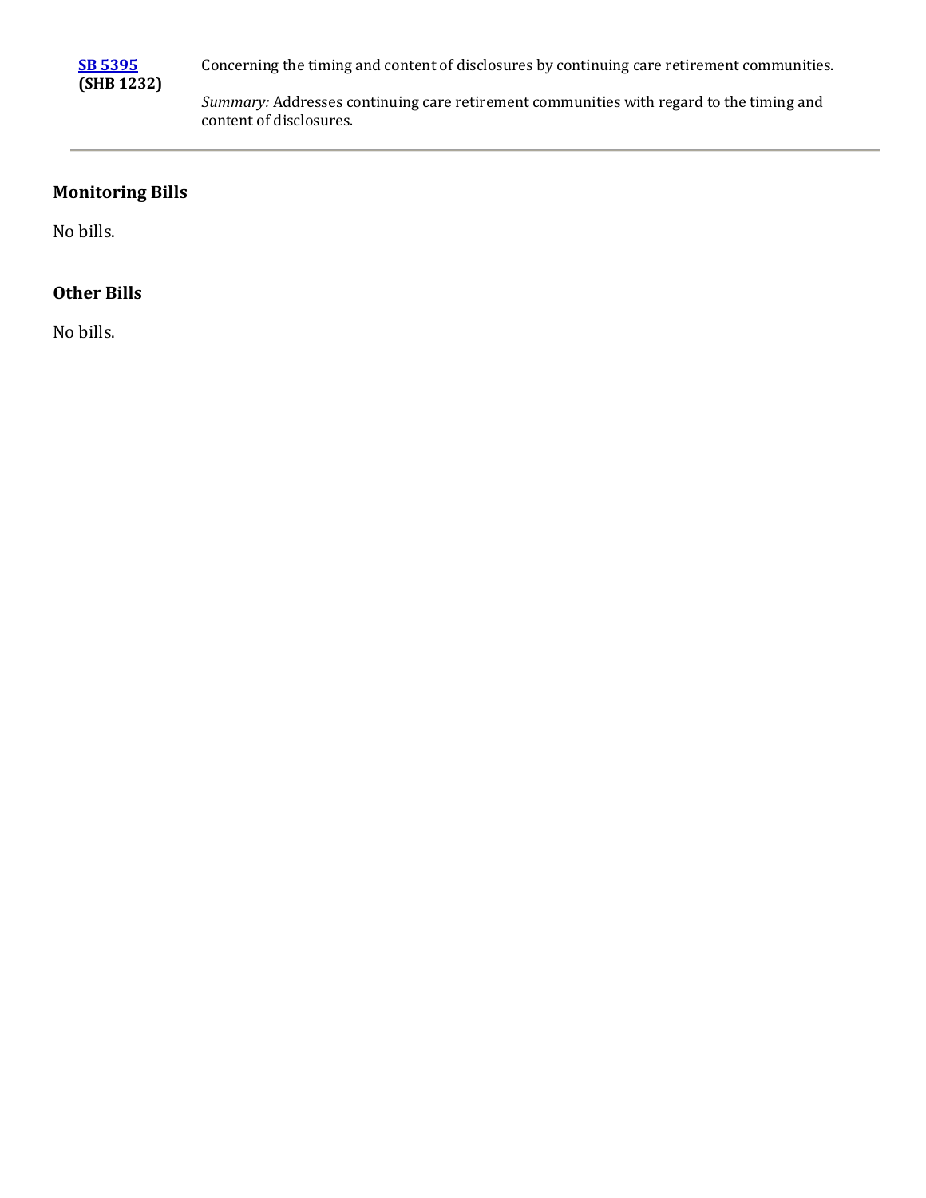| | |
|---|---|
| [**SB 5395**](#)<br>**(SHB 1232)** | Concerning the timing and content of disclosures by continuing care retirement communities.<br><br>*Summary:* Addresses continuing care retirement communities with regard to the timing and content of disclosures. |

## Monitoring Bills

No bills.

## Other Bills

No bills.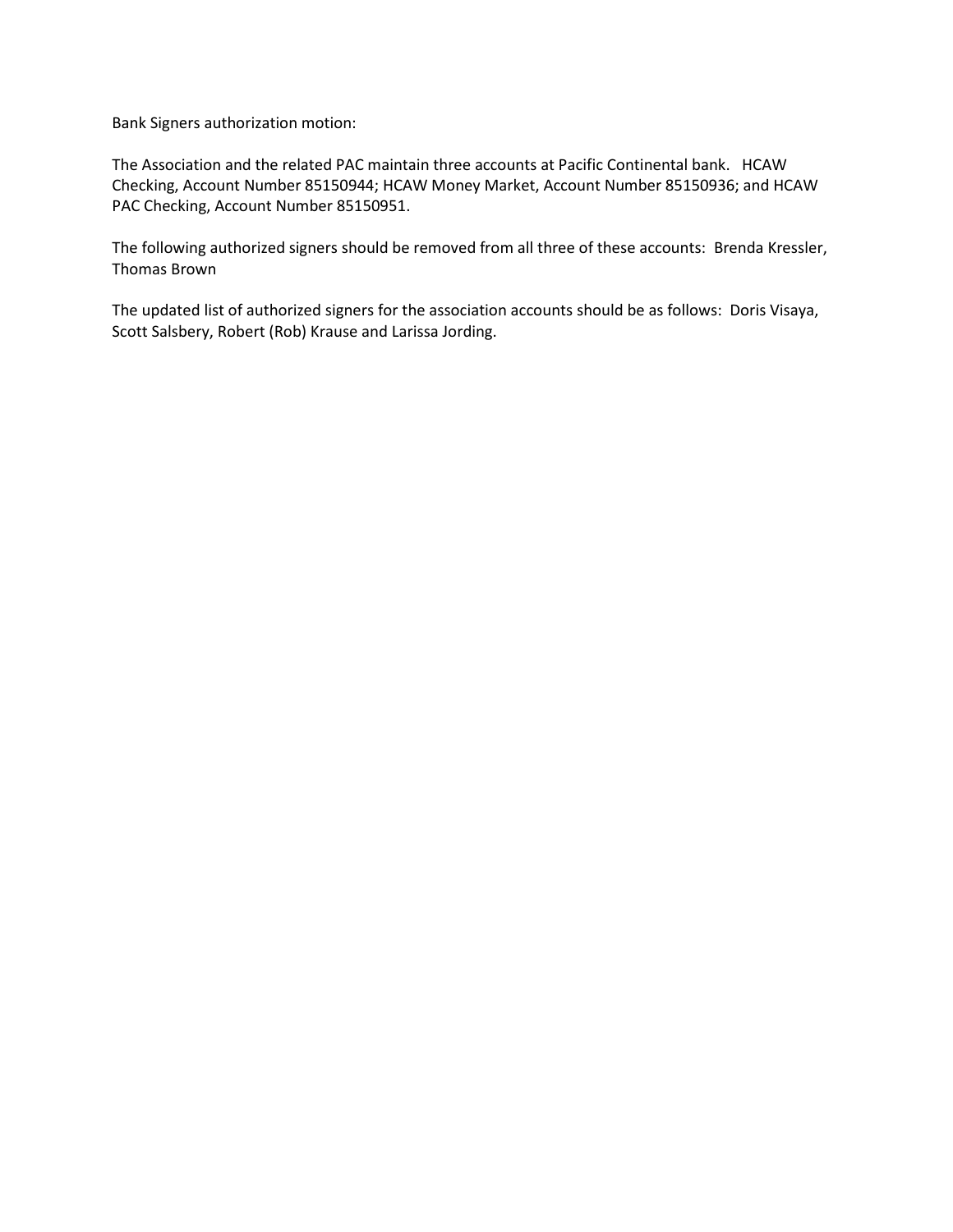Bank Signers authorization motion:

The Association and the related PAC maintain three accounts at Pacific Continental bank. HCAW Checking, Account Number 85150944; HCAW Money Market, Account Number 85150936; and HCAW PAC Checking, Account Number 85150951.

The following authorized signers should be removed from all three of these accounts: Brenda Kressler, Thomas Brown

The updated list of authorized signers for the association accounts should be as follows: Doris Visaya, Scott Salsbery, Robert (Rob) Krause and Larissa Jording.